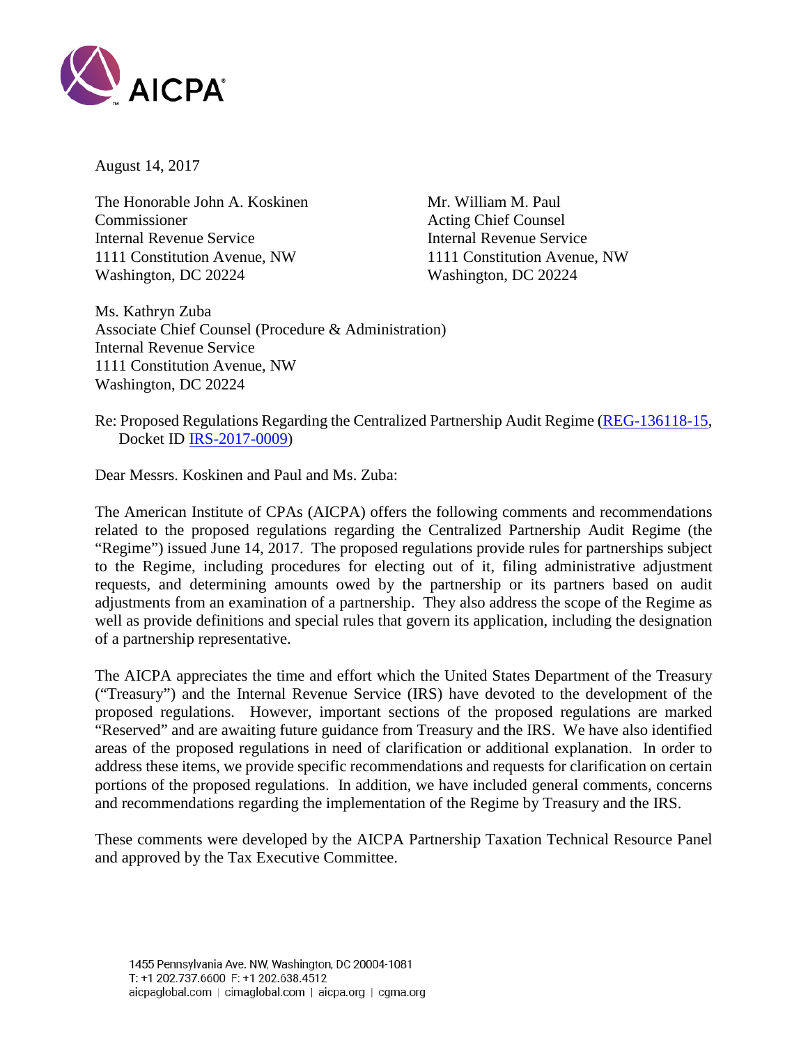AICPA

August 14, 2017

The Honorable John A. Koskinen  
Commissioner  
Internal Revenue Service  
1111 Constitution Avenue, NW  
Washington, DC 20224

Mr. William M. Paul  
Acting Chief Counsel  
Internal Revenue Service  
1111 Constitution Avenue, NW  
Washington, DC 20224

Ms. Kathryn Zuba  
Associate Chief Counsel (Procedure & Administration)  
Internal Revenue Service  
1111 Constitution Avenue, NW  
Washington, DC 20224

Re: Proposed Regulations Regarding the Centralized Partnership Audit Regime (REG-136118-15, Docket ID IRS-2017-0009)

Dear Messrs. Koskinen and Paul and Ms. Zuba:

The American Institute of CPAs (AICPA) offers the following comments and recommendations related to the proposed regulations regarding the Centralized Partnership Audit Regime (the "Regime") issued June 14, 2017. The proposed regulations provide rules for partnerships subject to the Regime, including procedures for electing out of it, filing administrative adjustment requests, and determining amounts owed by the partnership or its partners based on audit adjustments from an examination of a partnership. They also address the scope of the Regime as well as provide definitions and special rules that govern its application, including the designation of a partnership representative.

The AICPA appreciates the time and effort which the United States Department of the Treasury ("Treasury") and the Internal Revenue Service (IRS) have devoted to the development of the proposed regulations. However, important sections of the proposed regulations are marked "Reserved" and are awaiting future guidance from Treasury and the IRS. We have also identified areas of the proposed regulations in need of clarification or additional explanation. In order to address these items, we provide specific recommendations and requests for clarification on certain portions of the proposed regulations. In addition, we have included general comments, concerns and recommendations regarding the implementation of the Regime by Treasury and the IRS.

These comments were developed by the AICPA Partnership Taxation Technical Resource Panel and approved by the Tax Executive Committee.

1455 Pennsylvania Ave. NW, Washington, DC 20004-1081  
T: +1 202.737.6600 F: +1 202.638.4512  
aicpaglobal.com | cimaglobal.com | aicpa.org | cgma.org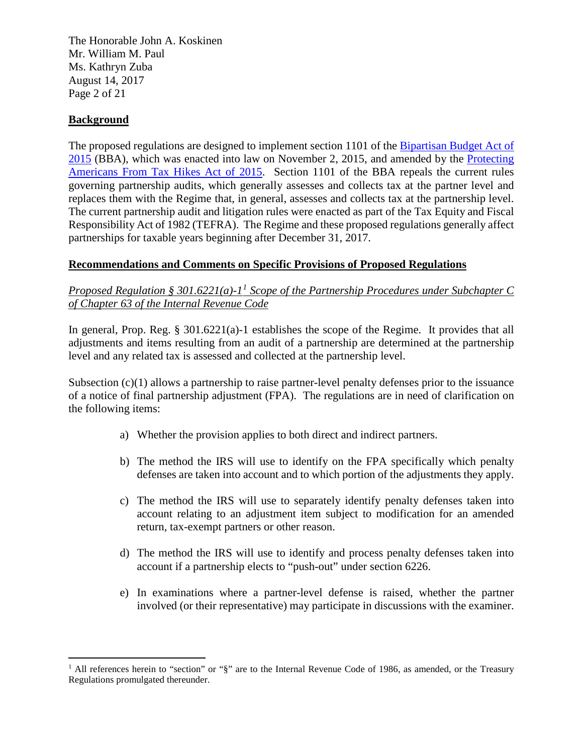## Background

The proposed regulations are designed to implement section 1101 of the Bipartisan Budget Act of 2015 (BBA), which was enacted into law on November 2, 2015, and amended by the Protecting Americans From Tax Hikes Act of 2015. Section 1101 of the BBA repeals the current rules governing partnership audits, which generally assesses and collects tax at the partner level and replaces them with the Regime that, in general, assesses and collects tax at the partnership level. The current partnership audit and litigation rules were enacted as part of the Tax Equity and Fiscal Responsibility Act of 1982 (TEFRA). The Regime and these proposed regulations generally affect partnerships for taxable years beginning after December 31, 2017.

## Recommendations and Comments on Specific Provisions of Proposed Regulations

### *Proposed Regulation § 301.6221(a)-1[1] Scope of the Partnership Procedures under Subchapter C of Chapter 63 of the Internal Revenue Code*

In general, Prop. Reg. § 301.6221(a)-1 establishes the scope of the Regime. It provides that all adjustments and items resulting from an audit of a partnership are determined at the partnership level and any related tax is assessed and collected at the partnership level.

Subsection (c)(1) allows a partnership to raise partner-level penalty defenses prior to the issuance of a notice of final partnership adjustment (FPA). The regulations are in need of clarification on the following items:

a) Whether the provision applies to both direct and indirect partners.

b) The method the IRS will use to identify on the FPA specifically which penalty defenses are taken into account and to which portion of the adjustments they apply.

c) The method the IRS will use to separately identify penalty defenses taken into account relating to an adjustment item subject to modification for an amended return, tax-exempt partners or other reason.

d) The method the IRS will use to identify and process penalty defenses taken into account if a partnership elects to "push-out" under section 6226.

e) In examinations where a partner-level defense is raised, whether the partner involved (or their representative) may participate in discussions with the examiner.

---

[1] All references herein to "section" or "§" are to the Internal Revenue Code of 1986, as amended, or the Treasury Regulations promulgated thereunder.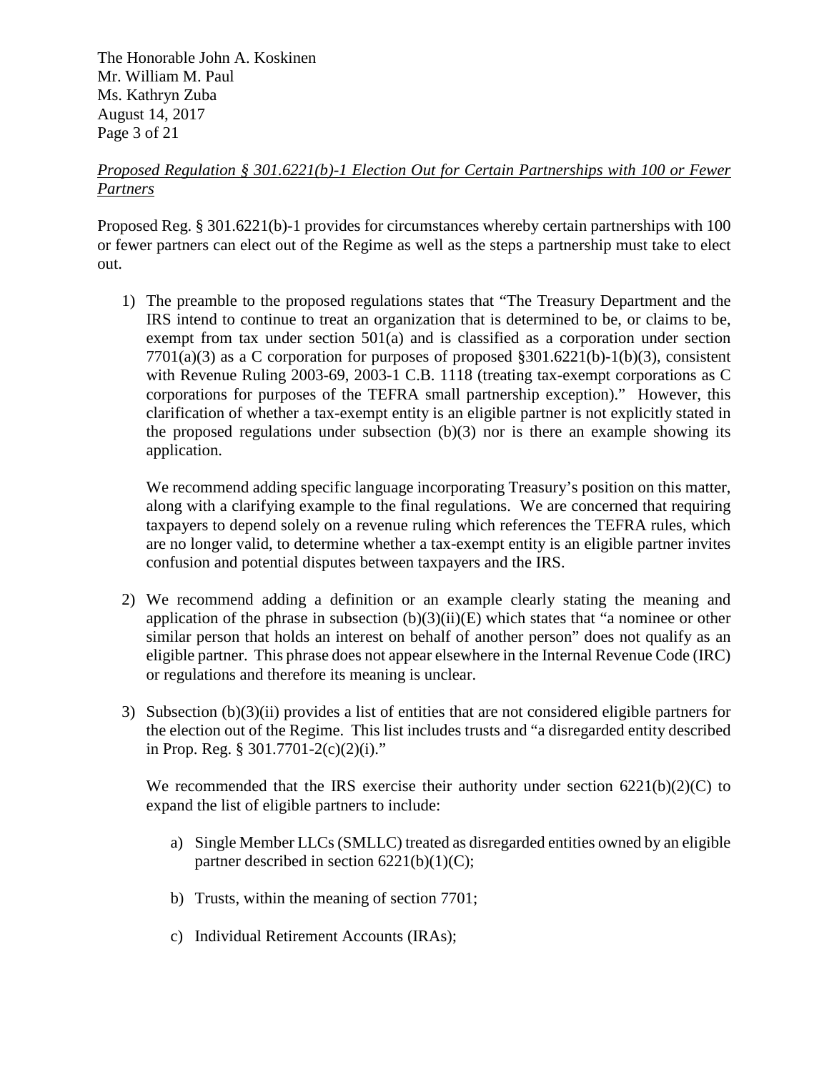*Proposed Regulation § 301.6221(b)-1 Election Out for Certain Partnerships with 100 or Fewer Partners*

Proposed Reg. § 301.6221(b)-1 provides for circumstances whereby certain partnerships with 100 or fewer partners can elect out of the Regime as well as the steps a partnership must take to elect out.

1) The preamble to the proposed regulations states that "The Treasury Department and the IRS intend to continue to treat an organization that is determined to be, or claims to be, exempt from tax under section 501(a) and is classified as a corporation under section 7701(a)(3) as a C corporation for purposes of proposed §301.6221(b)-1(b)(3), consistent with Revenue Ruling 2003-69, 2003-1 C.B. 1118 (treating tax-exempt corporations as C corporations for purposes of the TEFRA small partnership exception)." However, this clarification of whether a tax-exempt entity is an eligible partner is not explicitly stated in the proposed regulations under subsection (b)(3) nor is there an example showing its application.

   We recommend adding specific language incorporating Treasury's position on this matter, along with a clarifying example to the final regulations. We are concerned that requiring taxpayers to depend solely on a revenue ruling which references the TEFRA rules, which are no longer valid, to determine whether a tax-exempt entity is an eligible partner invites confusion and potential disputes between taxpayers and the IRS.

2) We recommend adding a definition or an example clearly stating the meaning and application of the phrase in subsection (b)(3)(ii)(E) which states that "a nominee or other similar person that holds an interest on behalf of another person" does not qualify as an eligible partner. This phrase does not appear elsewhere in the Internal Revenue Code (IRC) or regulations and therefore its meaning is unclear.

3) Subsection (b)(3)(ii) provides a list of entities that are not considered eligible partners for the election out of the Regime. This list includes trusts and "a disregarded entity described in Prop. Reg. § 301.7701-2(c)(2)(i)."

   We recommended that the IRS exercise their authority under section 6221(b)(2)(C) to expand the list of eligible partners to include:

   a) Single Member LLCs (SMLLC) treated as disregarded entities owned by an eligible partner described in section 6221(b)(1)(C);

   b) Trusts, within the meaning of section 7701;

   c) Individual Retirement Accounts (IRAs);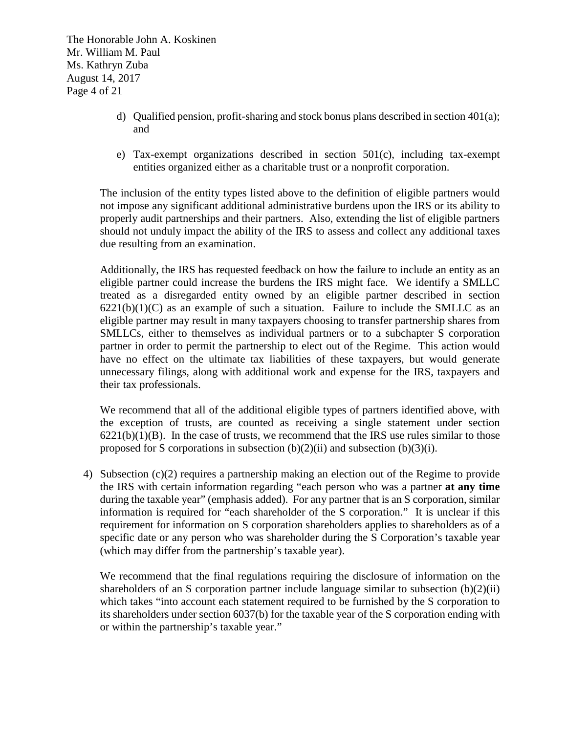d) Qualified pension, profit-sharing and stock bonus plans described in section 401(a); and

   e) Tax-exempt organizations described in section 501(c), including tax-exempt entities organized either as a charitable trust or a nonprofit corporation.

   The inclusion of the entity types listed above to the definition of eligible partners would not impose any significant additional administrative burdens upon the IRS or its ability to properly audit partnerships and their partners. Also, extending the list of eligible partners should not unduly impact the ability of the IRS to assess and collect any additional taxes due resulting from an examination.

   Additionally, the IRS has requested feedback on how the failure to include an entity as an eligible partner could increase the burdens the IRS might face. We identify a SMLLC treated as a disregarded entity owned by an eligible partner described in section 6221(b)(1)(C) as an example of such a situation. Failure to include the SMLLC as an eligible partner may result in many taxpayers choosing to transfer partnership shares from SMLLCs, either to themselves as individual partners or to a subchapter S corporation partner in order to permit the partnership to elect out of the Regime. This action would have no effect on the ultimate tax liabilities of these taxpayers, but would generate unnecessary filings, along with additional work and expense for the IRS, taxpayers and their tax professionals.

   We recommend that all of the additional eligible types of partners identified above, with the exception of trusts, are counted as receiving a single statement under section 6221(b)(1)(B). In the case of trusts, we recommend that the IRS use rules similar to those proposed for S corporations in subsection (b)(2)(ii) and subsection (b)(3)(i).

4) Subsection (c)(2) requires a partnership making an election out of the Regime to provide the IRS with certain information regarding "each person who was a partner **at any time** during the taxable year" (emphasis added). For any partner that is an S corporation, similar information is required for "each shareholder of the S corporation." It is unclear if this requirement for information on S corporation shareholders applies to shareholders as of a specific date or any person who was shareholder during the S Corporation's taxable year (which may differ from the partnership's taxable year).

   We recommend that the final regulations requiring the disclosure of information on the shareholders of an S corporation partner include language similar to subsection (b)(2)(ii) which takes "into account each statement required to be furnished by the S corporation to its shareholders under section 6037(b) for the taxable year of the S corporation ending with or within the partnership's taxable year."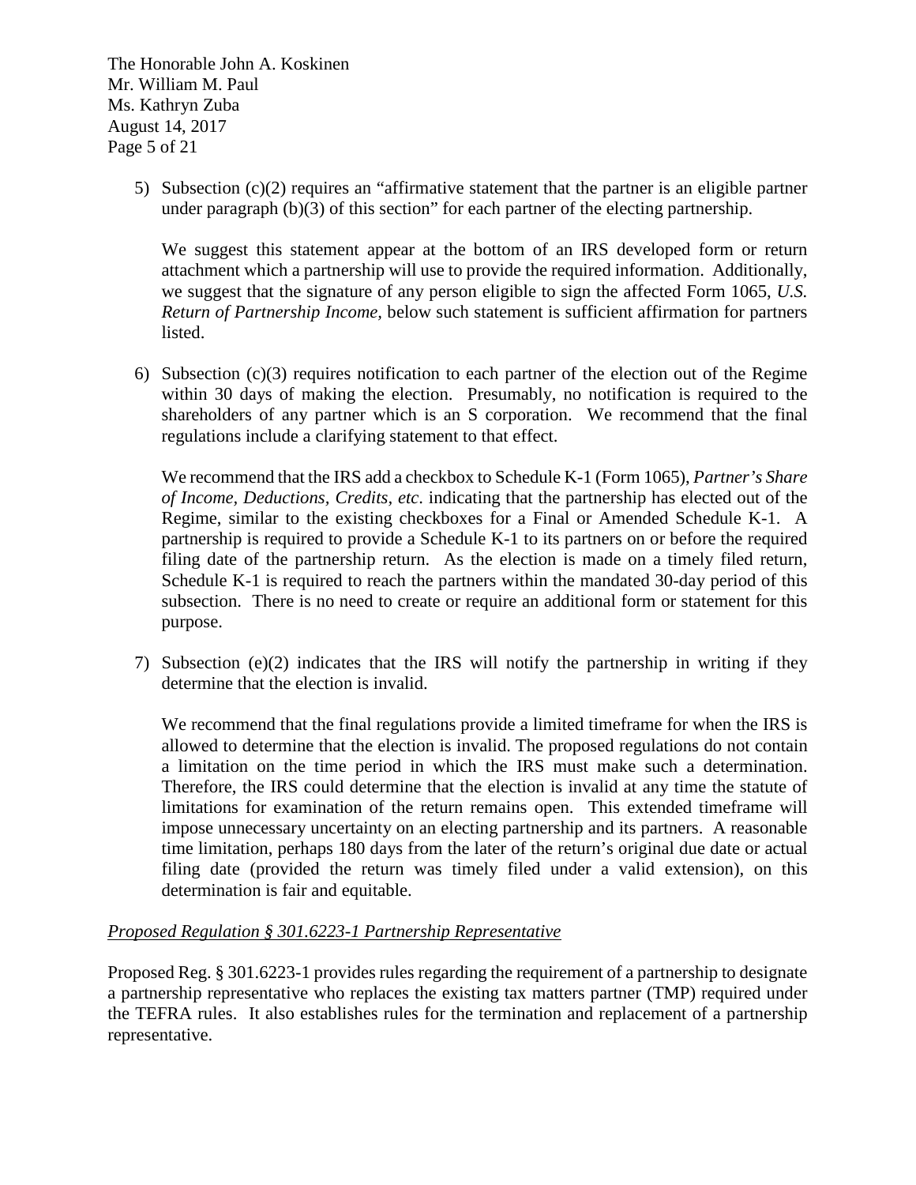5) Subsection (c)(2) requires an "affirmative statement that the partner is an eligible partner under paragraph (b)(3) of this section" for each partner of the electing partnership.

   We suggest this statement appear at the bottom of an IRS developed form or return attachment which a partnership will use to provide the required information. Additionally, we suggest that the signature of any person eligible to sign the affected Form 1065, *U.S. Return of Partnership Income,* below such statement is sufficient affirmation for partners listed.

6) Subsection (c)(3) requires notification to each partner of the election out of the Regime within 30 days of making the election. Presumably, no notification is required to the shareholders of any partner which is an S corporation. We recommend that the final regulations include a clarifying statement to that effect.

   We recommend that the IRS add a checkbox to Schedule K-1 (Form 1065), *Partner's Share of Income, Deductions, Credits, etc*. indicating that the partnership has elected out of the Regime, similar to the existing checkboxes for a Final or Amended Schedule K-1. A partnership is required to provide a Schedule K-1 to its partners on or before the required filing date of the partnership return. As the election is made on a timely filed return, Schedule K-1 is required to reach the partners within the mandated 30-day period of this subsection. There is no need to create or require an additional form or statement for this purpose.

7) Subsection (e)(2) indicates that the IRS will notify the partnership in writing if they determine that the election is invalid.

   We recommend that the final regulations provide a limited timeframe for when the IRS is allowed to determine that the election is invalid. The proposed regulations do not contain a limitation on the time period in which the IRS must make such a determination. Therefore, the IRS could determine that the election is invalid at any time the statute of limitations for examination of the return remains open. This extended timeframe will impose unnecessary uncertainty on an electing partnership and its partners. A reasonable time limitation, perhaps 180 days from the later of the return's original due date or actual filing date (provided the return was timely filed under a valid extension), on this determination is fair and equitable.

*Proposed Regulation § 301.6223-1 Partnership Representative*

Proposed Reg. § 301.6223-1 provides rules regarding the requirement of a partnership to designate a partnership representative who replaces the existing tax matters partner (TMP) required under the TEFRA rules. It also establishes rules for the termination and replacement of a partnership representative.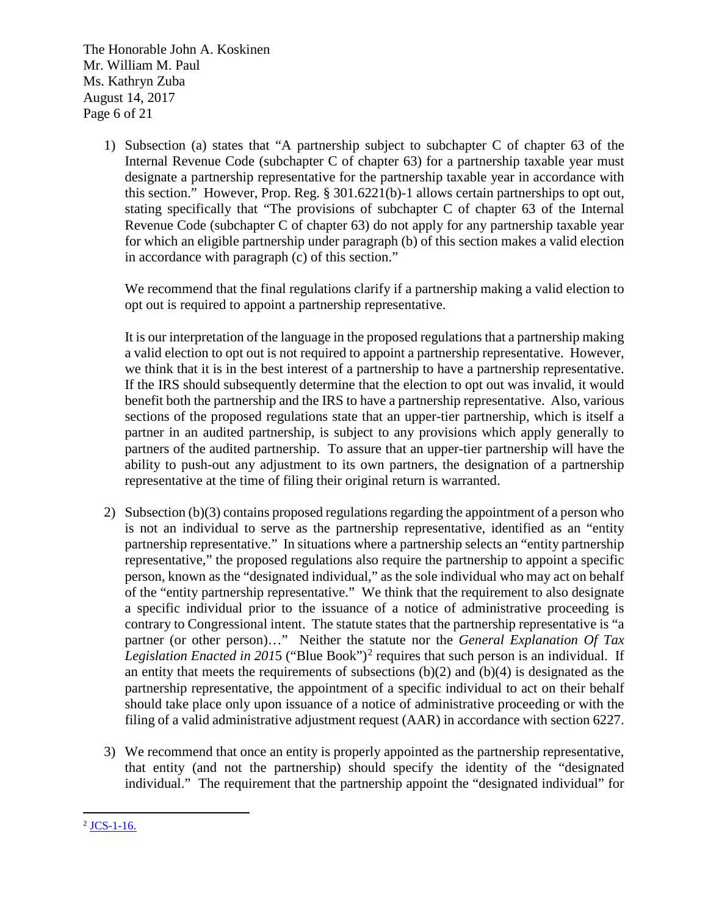1) Subsection (a) states that "A partnership subject to subchapter C of chapter 63 of the Internal Revenue Code (subchapter C of chapter 63) for a partnership taxable year must designate a partnership representative for the partnership taxable year in accordance with this section." However, Prop. Reg. § 301.6221(b)-1 allows certain partnerships to opt out, stating specifically that "The provisions of subchapter C of chapter 63 of the Internal Revenue Code (subchapter C of chapter 63) do not apply for any partnership taxable year for which an eligible partnership under paragraph (b) of this section makes a valid election in accordance with paragraph (c) of this section."

   We recommend that the final regulations clarify if a partnership making a valid election to opt out is required to appoint a partnership representative.

   It is our interpretation of the language in the proposed regulations that a partnership making a valid election to opt out is not required to appoint a partnership representative. However, we think that it is in the best interest of a partnership to have a partnership representative. If the IRS should subsequently determine that the election to opt out was invalid, it would benefit both the partnership and the IRS to have a partnership representative. Also, various sections of the proposed regulations state that an upper-tier partnership, which is itself a partner in an audited partnership, is subject to any provisions which apply generally to partners of the audited partnership. To assure that an upper-tier partnership will have the ability to push-out any adjustment to its own partners, the designation of a partnership representative at the time of filing their original return is warranted.

2) Subsection (b)(3) contains proposed regulations regarding the appointment of a person who is not an individual to serve as the partnership representative, identified as an "entity partnership representative." In situations where a partnership selects an "entity partnership representative," the proposed regulations also require the partnership to appoint a specific person, known as the "designated individual," as the sole individual who may act on behalf of the "entity partnership representative." We think that the requirement to also designate a specific individual prior to the issuance of a notice of administrative proceeding is contrary to Congressional intent. The statute states that the partnership representative is "a partner (or other person)…" Neither the statute nor the *General Explanation Of Tax Legislation Enacted in 2015* ("Blue Book")[2] requires that such person is an individual. If an entity that meets the requirements of subsections (b)(2) and (b)(4) is designated as the partnership representative, the appointment of a specific individual to act on their behalf should take place only upon issuance of a notice of administrative proceeding or with the filing of a valid administrative adjustment request (AAR) in accordance with section 6227.

3) We recommend that once an entity is properly appointed as the partnership representative, that entity (and not the partnership) should specify the identity of the "designated individual." The requirement that the partnership appoint the "designated individual" for

---

[2] JCS-1-16.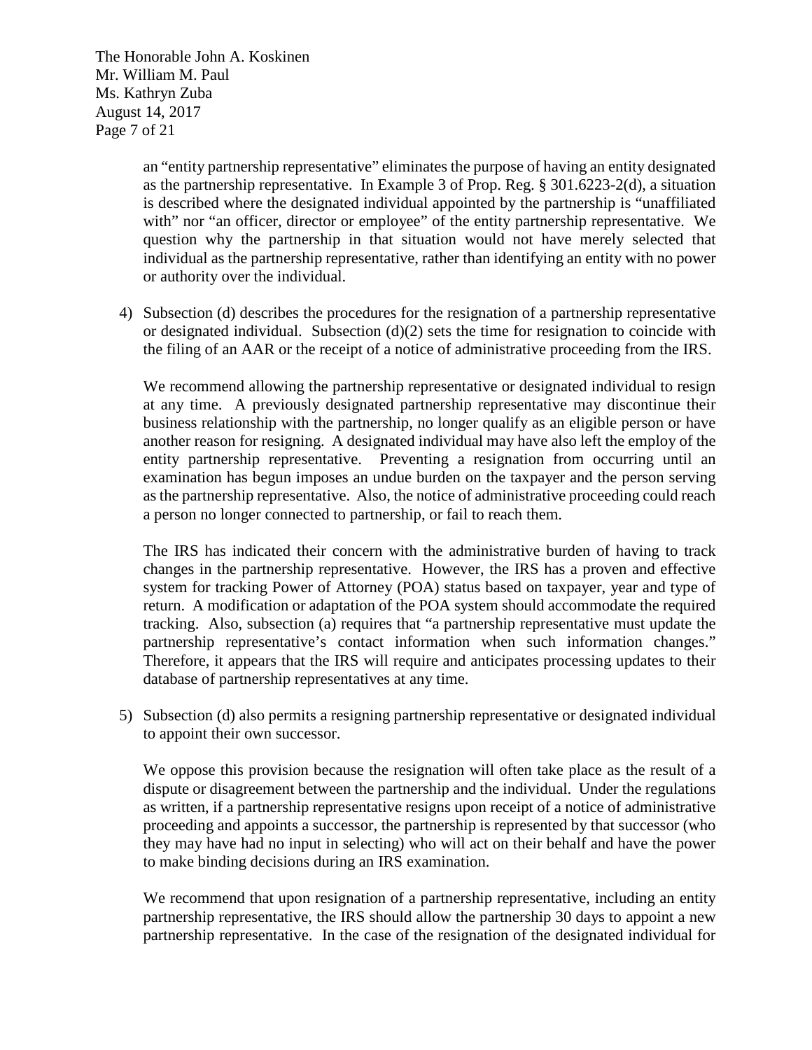an "entity partnership representative" eliminates the purpose of having an entity designated as the partnership representative. In Example 3 of Prop. Reg. § 301.6223-2(d), a situation is described where the designated individual appointed by the partnership is "unaffiliated with" nor "an officer, director or employee" of the entity partnership representative. We question why the partnership in that situation would not have merely selected that individual as the partnership representative, rather than identifying an entity with no power or authority over the individual.

4) Subsection (d) describes the procedures for the resignation of a partnership representative or designated individual. Subsection (d)(2) sets the time for resignation to coincide with the filing of an AAR or the receipt of a notice of administrative proceeding from the IRS.

   We recommend allowing the partnership representative or designated individual to resign at any time. A previously designated partnership representative may discontinue their business relationship with the partnership, no longer qualify as an eligible person or have another reason for resigning. A designated individual may have also left the employ of the entity partnership representative. Preventing a resignation from occurring until an examination has begun imposes an undue burden on the taxpayer and the person serving as the partnership representative. Also, the notice of administrative proceeding could reach a person no longer connected to partnership, or fail to reach them.

   The IRS has indicated their concern with the administrative burden of having to track changes in the partnership representative. However, the IRS has a proven and effective system for tracking Power of Attorney (POA) status based on taxpayer, year and type of return. A modification or adaptation of the POA system should accommodate the required tracking. Also, subsection (a) requires that "a partnership representative must update the partnership representative's contact information when such information changes." Therefore, it appears that the IRS will require and anticipates processing updates to their database of partnership representatives at any time.

5) Subsection (d) also permits a resigning partnership representative or designated individual to appoint their own successor.

   We oppose this provision because the resignation will often take place as the result of a dispute or disagreement between the partnership and the individual. Under the regulations as written, if a partnership representative resigns upon receipt of a notice of administrative proceeding and appoints a successor, the partnership is represented by that successor (who they may have had no input in selecting) who will act on their behalf and have the power to make binding decisions during an IRS examination.

   We recommend that upon resignation of a partnership representative, including an entity partnership representative, the IRS should allow the partnership 30 days to appoint a new partnership representative. In the case of the resignation of the designated individual for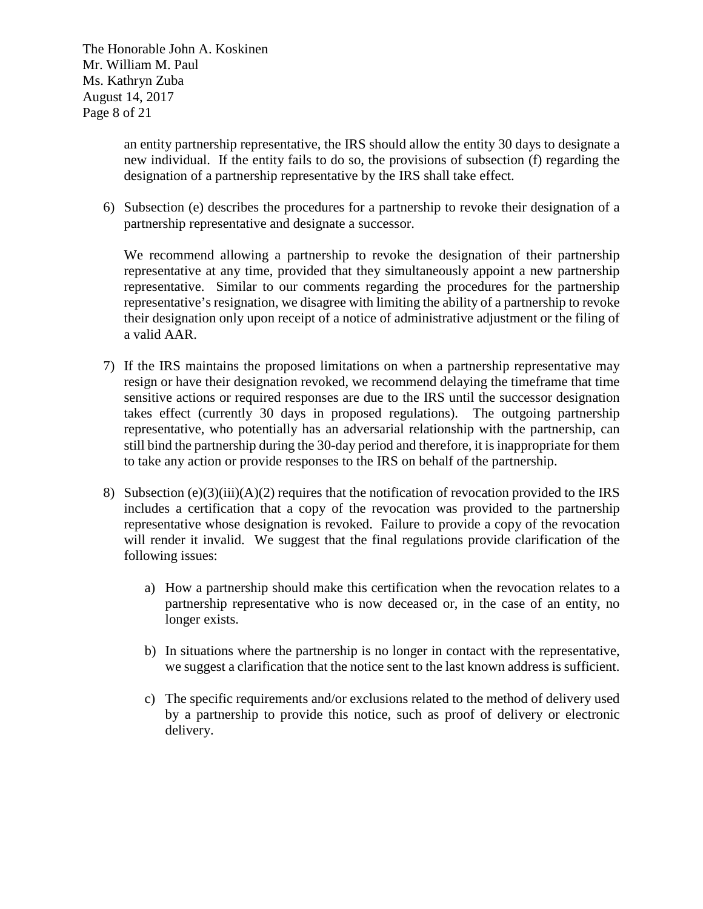an entity partnership representative, the IRS should allow the entity 30 days to designate a new individual. If the entity fails to do so, the provisions of subsection (f) regarding the designation of a partnership representative by the IRS shall take effect.

6) Subsection (e) describes the procedures for a partnership to revoke their designation of a partnership representative and designate a successor.

   We recommend allowing a partnership to revoke the designation of their partnership representative at any time, provided that they simultaneously appoint a new partnership representative. Similar to our comments regarding the procedures for the partnership representative's resignation, we disagree with limiting the ability of a partnership to revoke their designation only upon receipt of a notice of administrative adjustment or the filing of a valid AAR.

7) If the IRS maintains the proposed limitations on when a partnership representative may resign or have their designation revoked, we recommend delaying the timeframe that time sensitive actions or required responses are due to the IRS until the successor designation takes effect (currently 30 days in proposed regulations). The outgoing partnership representative, who potentially has an adversarial relationship with the partnership, can still bind the partnership during the 30-day period and therefore, it is inappropriate for them to take any action or provide responses to the IRS on behalf of the partnership.

8) Subsection (e)(3)(iii)(A)(2) requires that the notification of revocation provided to the IRS includes a certification that a copy of the revocation was provided to the partnership representative whose designation is revoked. Failure to provide a copy of the revocation will render it invalid. We suggest that the final regulations provide clarification of the following issues:

   a) How a partnership should make this certification when the revocation relates to a partnership representative who is now deceased or, in the case of an entity, no longer exists.

   b) In situations where the partnership is no longer in contact with the representative, we suggest a clarification that the notice sent to the last known address is sufficient.

   c) The specific requirements and/or exclusions related to the method of delivery used by a partnership to provide this notice, such as proof of delivery or electronic delivery.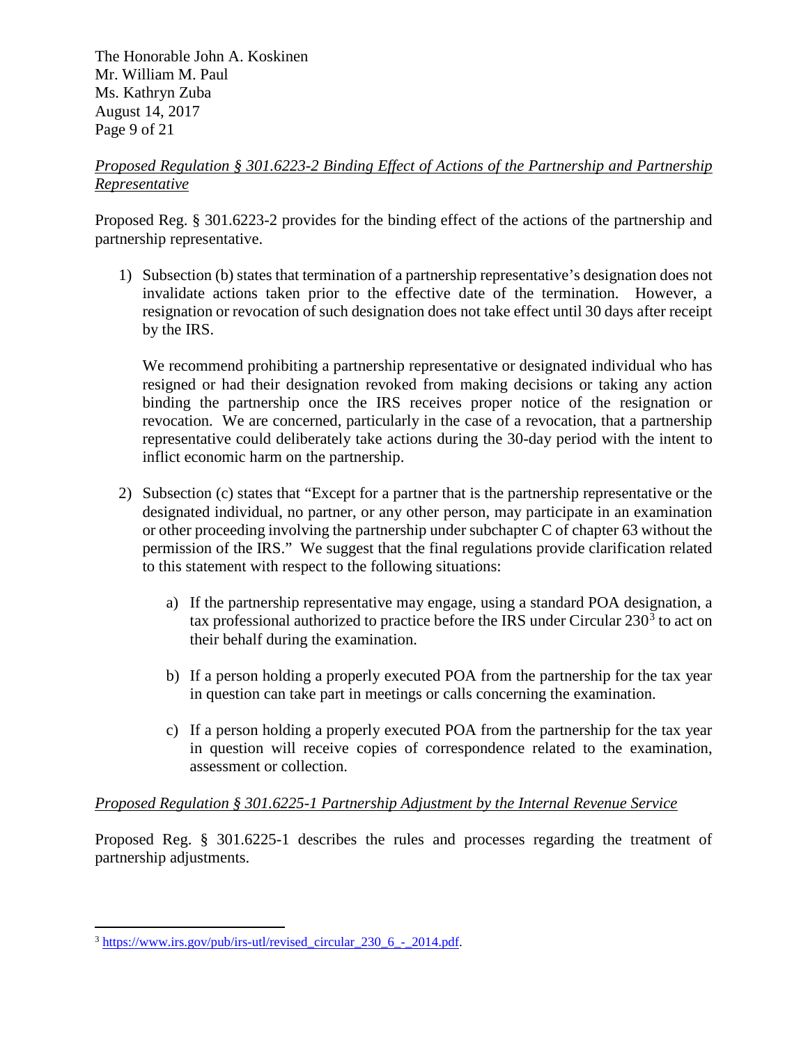*Proposed Regulation § 301.6223-2 Binding Effect of Actions of the Partnership and Partnership Representative*

Proposed Reg. § 301.6223-2 provides for the binding effect of the actions of the partnership and partnership representative.

1) Subsection (b) states that termination of a partnership representative's designation does not invalidate actions taken prior to the effective date of the termination. However, a resignation or revocation of such designation does not take effect until 30 days after receipt by the IRS.

   We recommend prohibiting a partnership representative or designated individual who has resigned or had their designation revoked from making decisions or taking any action binding the partnership once the IRS receives proper notice of the resignation or revocation. We are concerned, particularly in the case of a revocation, that a partnership representative could deliberately take actions during the 30-day period with the intent to inflict economic harm on the partnership.

2) Subsection (c) states that "Except for a partner that is the partnership representative or the designated individual, no partner, or any other person, may participate in an examination or other proceeding involving the partnership under subchapter C of chapter 63 without the permission of the IRS." We suggest that the final regulations provide clarification related to this statement with respect to the following situations:

   a) If the partnership representative may engage, using a standard POA designation, a tax professional authorized to practice before the IRS under Circular 230[3] to act on their behalf during the examination.

   b) If a person holding a properly executed POA from the partnership for the tax year in question can take part in meetings or calls concerning the examination.

   c) If a person holding a properly executed POA from the partnership for the tax year in question will receive copies of correspondence related to the examination, assessment or collection.

*Proposed Regulation § 301.6225-1 Partnership Adjustment by the Internal Revenue Service*

Proposed Reg. § 301.6225-1 describes the rules and processes regarding the treatment of partnership adjustments.

---

[3] https://www.irs.gov/pub/irs-utl/revised_circular_230_6_-_2014.pdf.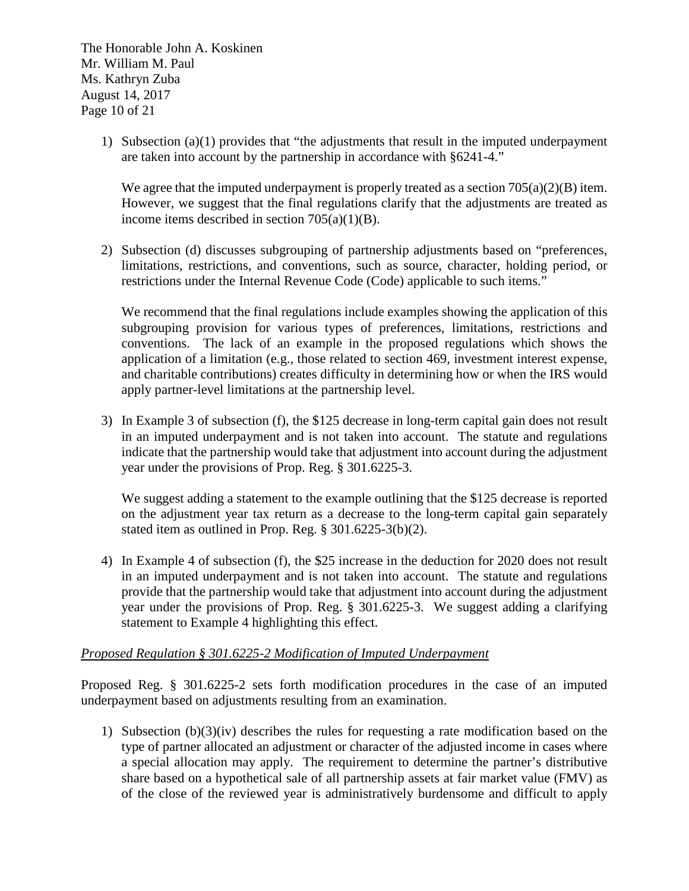1) Subsection (a)(1) provides that "the adjustments that result in the imputed underpayment are taken into account by the partnership in accordance with §6241-4."

   We agree that the imputed underpayment is properly treated as a section 705(a)(2)(B) item. However, we suggest that the final regulations clarify that the adjustments are treated as income items described in section 705(a)(1)(B).

2) Subsection (d) discusses subgrouping of partnership adjustments based on "preferences, limitations, restrictions, and conventions, such as source, character, holding period, or restrictions under the Internal Revenue Code (Code) applicable to such items."

   We recommend that the final regulations include examples showing the application of this subgrouping provision for various types of preferences, limitations, restrictions and conventions. The lack of an example in the proposed regulations which shows the application of a limitation (e.g., those related to section 469, investment interest expense, and charitable contributions) creates difficulty in determining how or when the IRS would apply partner-level limitations at the partnership level.

3) In Example 3 of subsection (f), the $125 decrease in long-term capital gain does not result in an imputed underpayment and is not taken into account. The statute and regulations indicate that the partnership would take that adjustment into account during the adjustment year under the provisions of Prop. Reg. § 301.6225-3.

   We suggest adding a statement to the example outlining that the $125 decrease is reported on the adjustment year tax return as a decrease to the long-term capital gain separately stated item as outlined in Prop. Reg. § 301.6225-3(b)(2).

4) In Example 4 of subsection (f), the $25 increase in the deduction for 2020 does not result in an imputed underpayment and is not taken into account. The statute and regulations provide that the partnership would take that adjustment into account during the adjustment year under the provisions of Prop. Reg. § 301.6225-3. We suggest adding a clarifying statement to Example 4 highlighting this effect.

*Proposed Regulation § 301.6225-2 Modification of Imputed Underpayment*

Proposed Reg. § 301.6225-2 sets forth modification procedures in the case of an imputed underpayment based on adjustments resulting from an examination.

1) Subsection (b)(3)(iv) describes the rules for requesting a rate modification based on the type of partner allocated an adjustment or character of the adjusted income in cases where a special allocation may apply. The requirement to determine the partner's distributive share based on a hypothetical sale of all partnership assets at fair market value (FMV) as of the close of the reviewed year is administratively burdensome and difficult to apply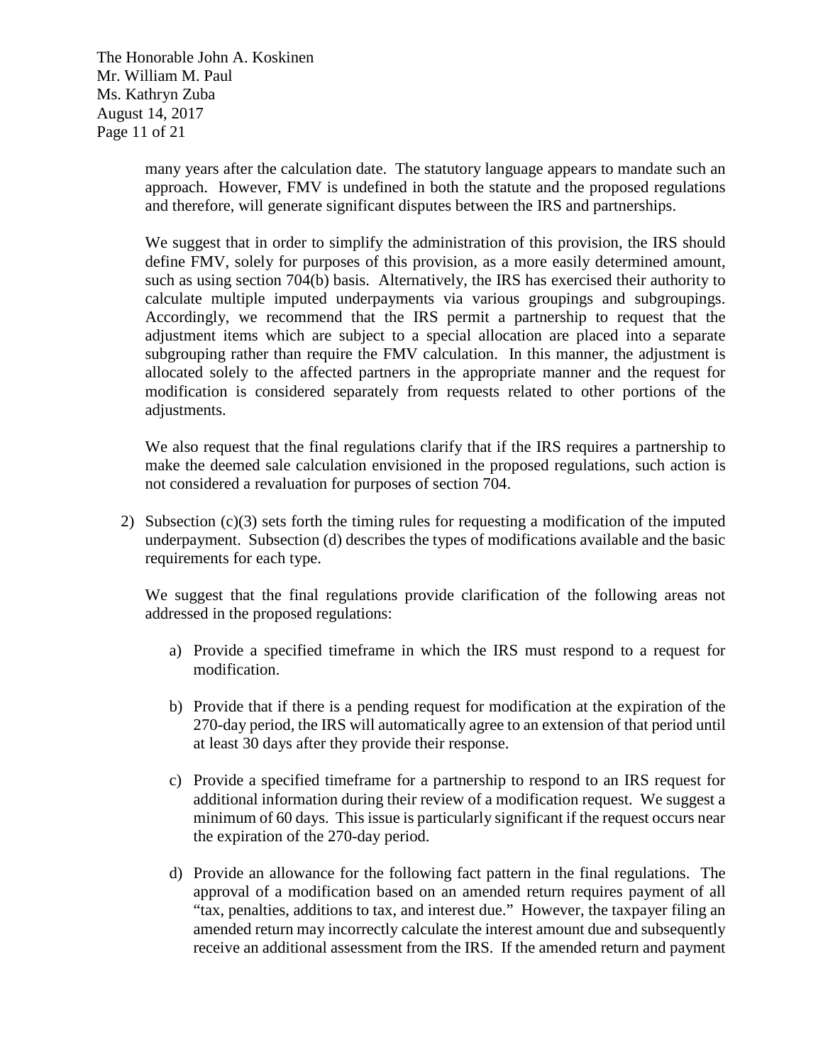many years after the calculation date. The statutory language appears to mandate such an approach. However, FMV is undefined in both the statute and the proposed regulations and therefore, will generate significant disputes between the IRS and partnerships.

We suggest that in order to simplify the administration of this provision, the IRS should define FMV, solely for purposes of this provision, as a more easily determined amount, such as using section 704(b) basis. Alternatively, the IRS has exercised their authority to calculate multiple imputed underpayments via various groupings and subgroupings. Accordingly, we recommend that the IRS permit a partnership to request that the adjustment items which are subject to a special allocation are placed into a separate subgrouping rather than require the FMV calculation. In this manner, the adjustment is allocated solely to the affected partners in the appropriate manner and the request for modification is considered separately from requests related to other portions of the adjustments.

We also request that the final regulations clarify that if the IRS requires a partnership to make the deemed sale calculation envisioned in the proposed regulations, such action is not considered a revaluation for purposes of section 704.

2) Subsection (c)(3) sets forth the timing rules for requesting a modification of the imputed underpayment. Subsection (d) describes the types of modifications available and the basic requirements for each type.

   We suggest that the final regulations provide clarification of the following areas not addressed in the proposed regulations:

   a) Provide a specified timeframe in which the IRS must respond to a request for modification.

   b) Provide that if there is a pending request for modification at the expiration of the 270-day period, the IRS will automatically agree to an extension of that period until at least 30 days after they provide their response.

   c) Provide a specified timeframe for a partnership to respond to an IRS request for additional information during their review of a modification request. We suggest a minimum of 60 days. This issue is particularly significant if the request occurs near the expiration of the 270-day period.

   d) Provide an allowance for the following fact pattern in the final regulations. The approval of a modification based on an amended return requires payment of all "tax, penalties, additions to tax, and interest due." However, the taxpayer filing an amended return may incorrectly calculate the interest amount due and subsequently receive an additional assessment from the IRS. If the amended return and payment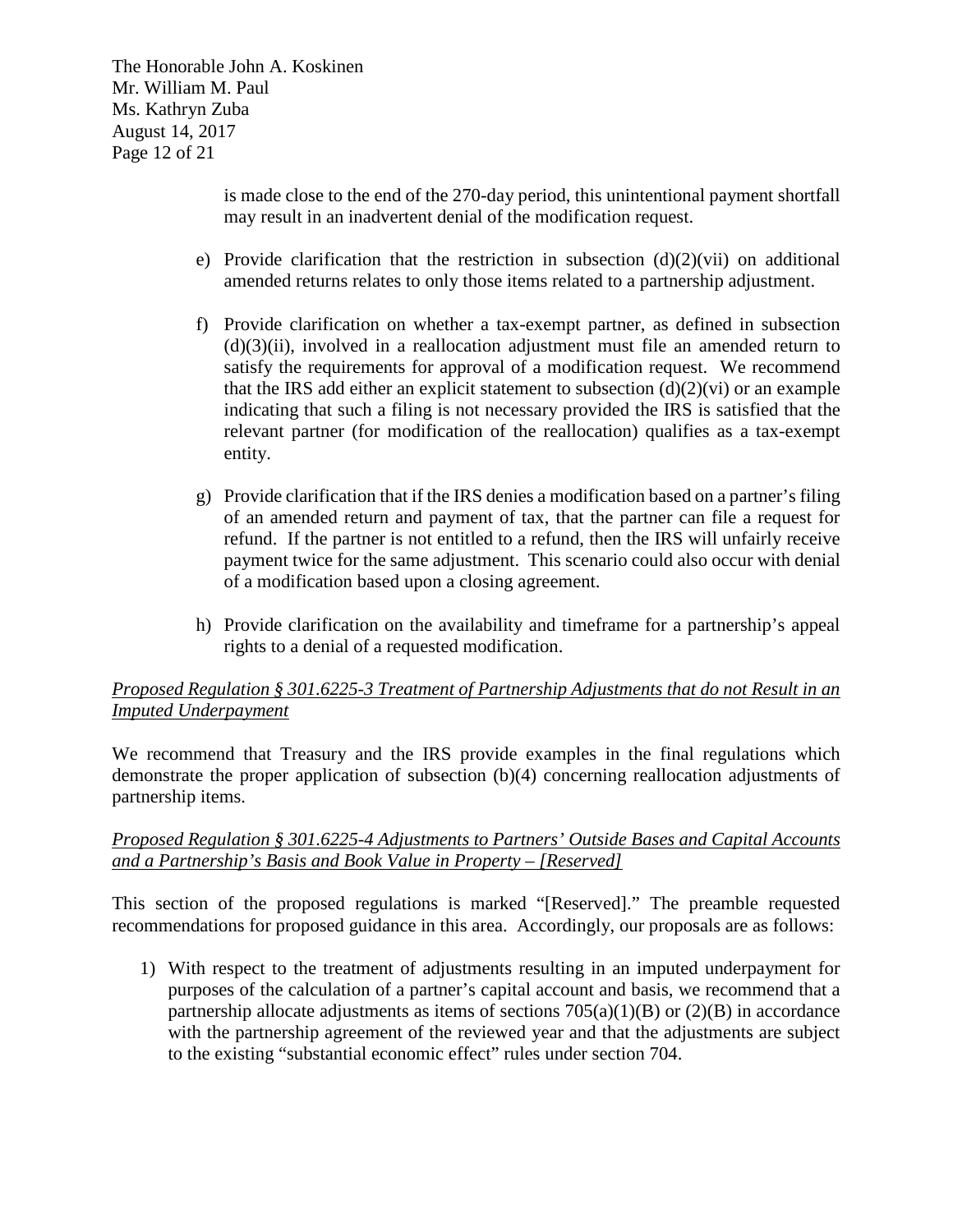is made close to the end of the 270-day period, this unintentional payment shortfall may result in an inadvertent denial of the modification request.

e) Provide clarification that the restriction in subsection (d)(2)(vii) on additional amended returns relates to only those items related to a partnership adjustment.

f) Provide clarification on whether a tax-exempt partner, as defined in subsection (d)(3)(ii), involved in a reallocation adjustment must file an amended return to satisfy the requirements for approval of a modification request. We recommend that the IRS add either an explicit statement to subsection (d)(2)(vi) or an example indicating that such a filing is not necessary provided the IRS is satisfied that the relevant partner (for modification of the reallocation) qualifies as a tax-exempt entity.

g) Provide clarification that if the IRS denies a modification based on a partner's filing of an amended return and payment of tax, that the partner can file a request for refund. If the partner is not entitled to a refund, then the IRS will unfairly receive payment twice for the same adjustment. This scenario could also occur with denial of a modification based upon a closing agreement.

h) Provide clarification on the availability and timeframe for a partnership's appeal rights to a denial of a requested modification.

*Proposed Regulation § 301.6225-3 Treatment of Partnership Adjustments that do not Result in an Imputed Underpayment*

We recommend that Treasury and the IRS provide examples in the final regulations which demonstrate the proper application of subsection (b)(4) concerning reallocation adjustments of partnership items.

*Proposed Regulation § 301.6225-4 Adjustments to Partners' Outside Bases and Capital Accounts and a Partnership's Basis and Book Value in Property – [Reserved]*

This section of the proposed regulations is marked "[Reserved]." The preamble requested recommendations for proposed guidance in this area. Accordingly, our proposals are as follows:

1) With respect to the treatment of adjustments resulting in an imputed underpayment for purposes of the calculation of a partner's capital account and basis, we recommend that a partnership allocate adjustments as items of sections 705(a)(1)(B) or (2)(B) in accordance with the partnership agreement of the reviewed year and that the adjustments are subject to the existing "substantial economic effect" rules under section 704.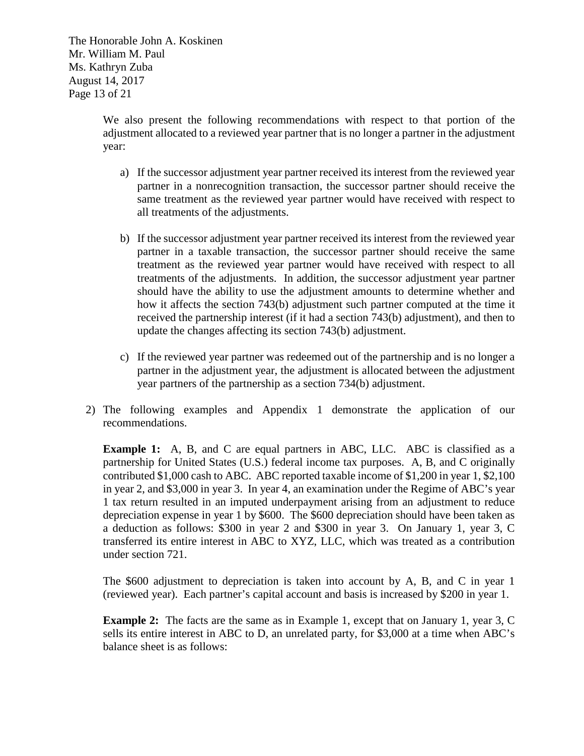We also present the following recommendations with respect to that portion of the adjustment allocated to a reviewed year partner that is no longer a partner in the adjustment year:

a) If the successor adjustment year partner received its interest from the reviewed year partner in a nonrecognition transaction, the successor partner should receive the same treatment as the reviewed year partner would have received with respect to all treatments of the adjustments.

b) If the successor adjustment year partner received its interest from the reviewed year partner in a taxable transaction, the successor partner should receive the same treatment as the reviewed year partner would have received with respect to all treatments of the adjustments. In addition, the successor adjustment year partner should have the ability to use the adjustment amounts to determine whether and how it affects the section 743(b) adjustment such partner computed at the time it received the partnership interest (if it had a section 743(b) adjustment), and then to update the changes affecting its section 743(b) adjustment.

c) If the reviewed year partner was redeemed out of the partnership and is no longer a partner in the adjustment year, the adjustment is allocated between the adjustment year partners of the partnership as a section 734(b) adjustment.

2) The following examples and Appendix 1 demonstrate the application of our recommendations.

**Example 1:** A, B, and C are equal partners in ABC, LLC. ABC is classified as a partnership for United States (U.S.) federal income tax purposes. A, B, and C originally contributed $1,000 cash to ABC. ABC reported taxable income of $1,200 in year 1, $2,100 in year 2, and $3,000 in year 3. In year 4, an examination under the Regime of ABC's year 1 tax return resulted in an imputed underpayment arising from an adjustment to reduce depreciation expense in year 1 by $600. The $600 depreciation should have been taken as a deduction as follows: $300 in year 2 and $300 in year 3. On January 1, year 3, C transferred its entire interest in ABC to XYZ, LLC, which was treated as a contribution under section 721.

The $600 adjustment to depreciation is taken into account by A, B, and C in year 1 (reviewed year). Each partner's capital account and basis is increased by $200 in year 1.

**Example 2:** The facts are the same as in Example 1, except that on January 1, year 3, C sells its entire interest in ABC to D, an unrelated party, for $3,000 at a time when ABC's balance sheet is as follows: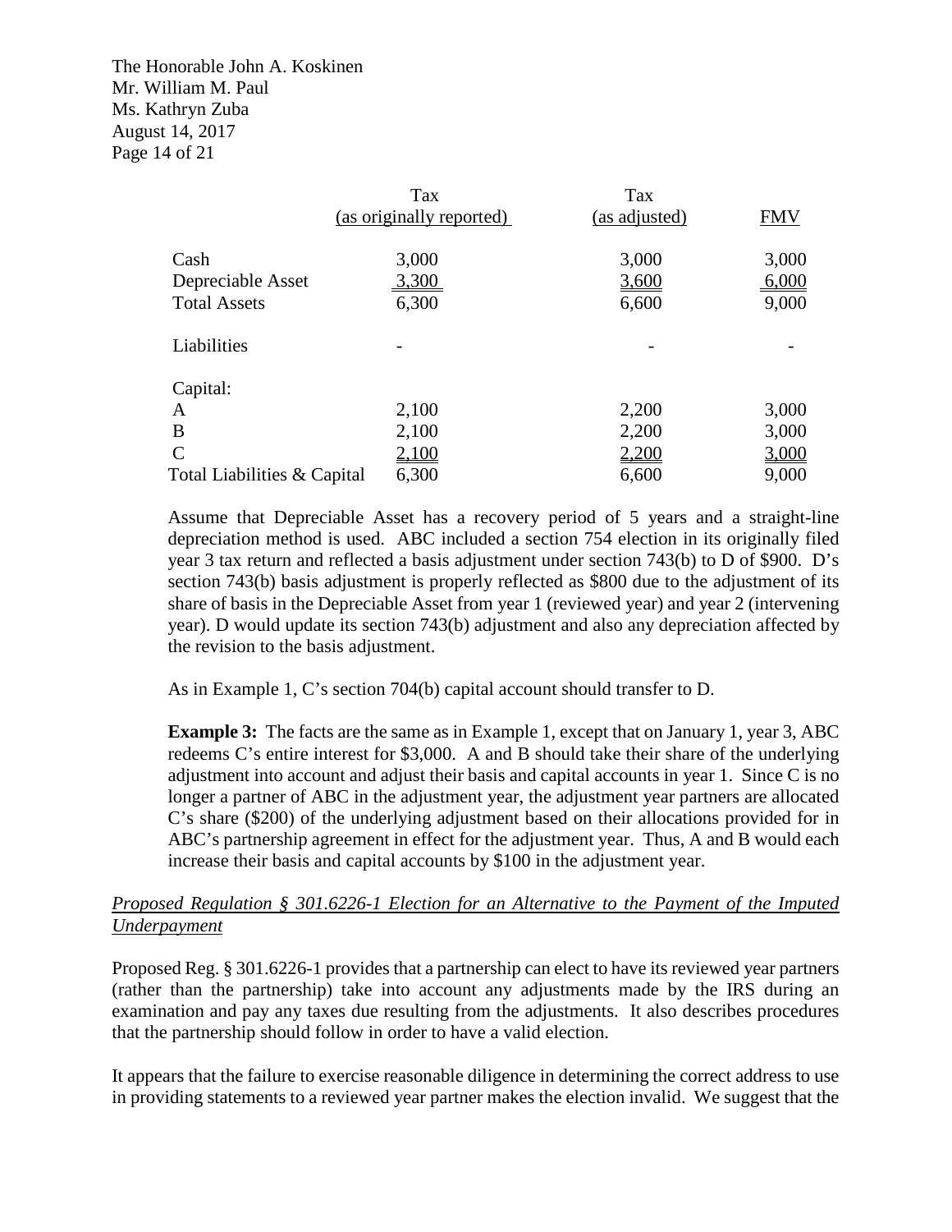| | Tax (as originally reported) | Tax (as adjusted) | FMV |
|---|---|---|---|
| Cash | 3,000 | 3,000 | 3,000 |
| Depreciable Asset | 3,300 | 3,600 | 6,000 |
| Total Assets | 6,300 | 6,600 | 9,000 |
| | | | |
| Liabilities | - | - | - |
| | | | |
| Capital: | | | |
| A | 2,100 | 2,200 | 3,000 |
| B | 2,100 | 2,200 | 3,000 |
| C | 2,100 | 2,200 | 3,000 |
| Total Liabilities & Capital | 6,300 | 6,600 | 9,000 |

Assume that Depreciable Asset has a recovery period of 5 years and a straight-line depreciation method is used. ABC included a section 754 election in its originally filed year 3 tax return and reflected a basis adjustment under section 743(b) to D of $900. D's section 743(b) basis adjustment is properly reflected as $800 due to the adjustment of its share of basis in the Depreciable Asset from year 1 (reviewed year) and year 2 (intervening year). D would update its section 743(b) adjustment and also any depreciation affected by the revision to the basis adjustment.

As in Example 1, C's section 704(b) capital account should transfer to D.

**Example 3:** The facts are the same as in Example 1, except that on January 1, year 3, ABC redeems C's entire interest for $3,000. A and B should take their share of the underlying adjustment into account and adjust their basis and capital accounts in year 1. Since C is no longer a partner of ABC in the adjustment year, the adjustment year partners are allocated C's share ($200) of the underlying adjustment based on their allocations provided for in ABC's partnership agreement in effect for the adjustment year. Thus, A and B would each increase their basis and capital accounts by $100 in the adjustment year.

*Proposed Regulation § 301.6226-1 Election for an Alternative to the Payment of the Imputed Underpayment*

Proposed Reg. § 301.6226-1 provides that a partnership can elect to have its reviewed year partners (rather than the partnership) take into account any adjustments made by the IRS during an examination and pay any taxes due resulting from the adjustments. It also describes procedures that the partnership should follow in order to have a valid election.

It appears that the failure to exercise reasonable diligence in determining the correct address to use in providing statements to a reviewed year partner makes the election invalid. We suggest that the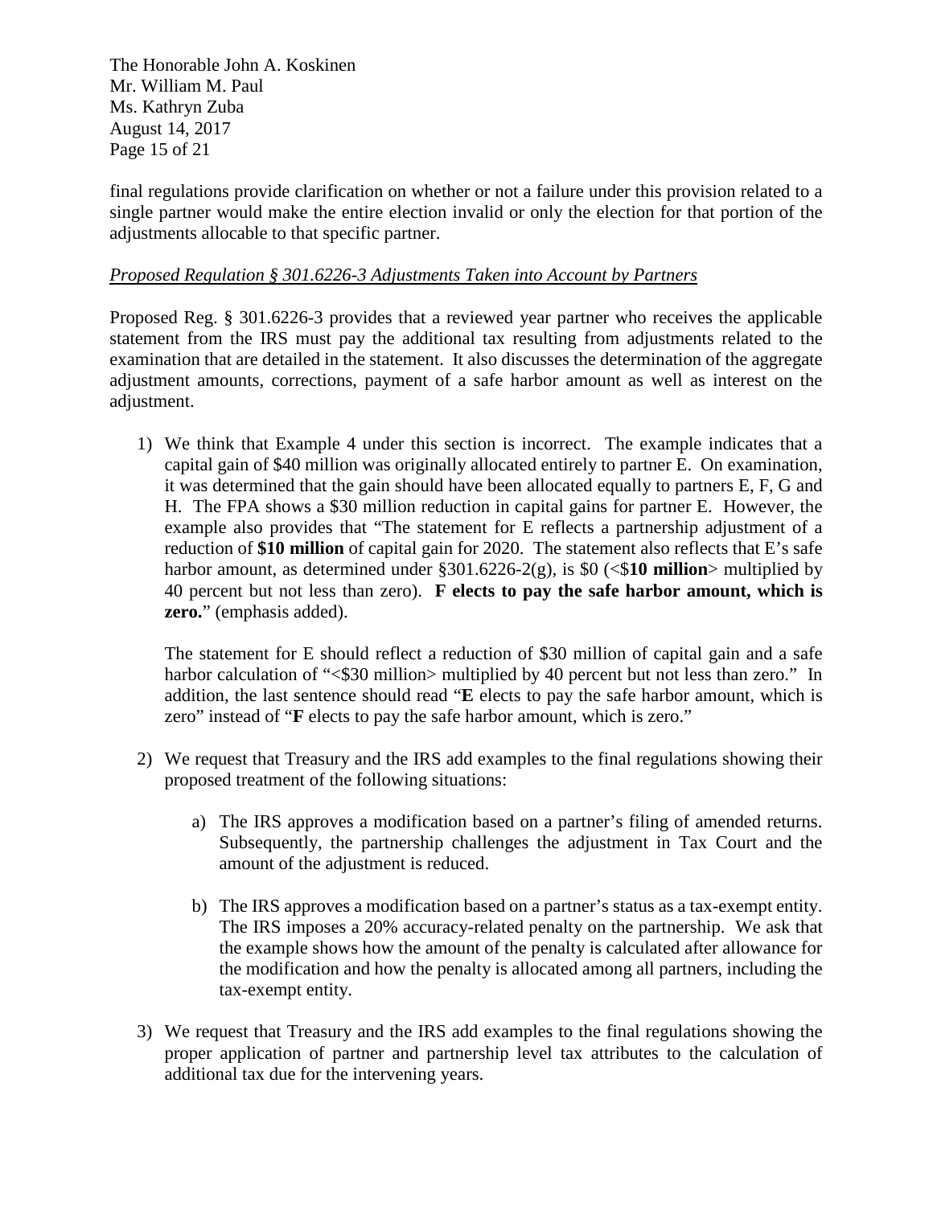final regulations provide clarification on whether or not a failure under this provision related to a single partner would make the entire election invalid or only the election for that portion of the adjustments allocable to that specific partner.

*Proposed Regulation § 301.6226-3 Adjustments Taken into Account by Partners*

Proposed Reg. § 301.6226-3 provides that a reviewed year partner who receives the applicable statement from the IRS must pay the additional tax resulting from adjustments related to the examination that are detailed in the statement. It also discusses the determination of the aggregate adjustment amounts, corrections, payment of a safe harbor amount as well as interest on the adjustment.

1) We think that Example 4 under this section is incorrect. The example indicates that a capital gain of $40 million was originally allocated entirely to partner E. On examination, it was determined that the gain should have been allocated equally to partners E, F, G and H. The FPA shows a $30 million reduction in capital gains for partner E. However, the example also provides that "The statement for E reflects a partnership adjustment of a reduction of **$10 million** of capital gain for 2020. The statement also reflects that E's safe harbor amount, as determined under §301.6226-2(g), is $0 (<$**10 million**> multiplied by 40 percent but not less than zero). **F elects to pay the safe harbor amount, which is zero.**" (emphasis added).

   The statement for E should reflect a reduction of $30 million of capital gain and a safe harbor calculation of "<$30 million> multiplied by 40 percent but not less than zero." In addition, the last sentence should read "**E** elects to pay the safe harbor amount, which is zero" instead of "**F** elects to pay the safe harbor amount, which is zero."

2) We request that Treasury and the IRS add examples to the final regulations showing their proposed treatment of the following situations:

   a) The IRS approves a modification based on a partner's filing of amended returns. Subsequently, the partnership challenges the adjustment in Tax Court and the amount of the adjustment is reduced.

   b) The IRS approves a modification based on a partner's status as a tax-exempt entity. The IRS imposes a 20% accuracy-related penalty on the partnership. We ask that the example shows how the amount of the penalty is calculated after allowance for the modification and how the penalty is allocated among all partners, including the tax-exempt entity.

3) We request that Treasury and the IRS add examples to the final regulations showing the proper application of partner and partnership level tax attributes to the calculation of additional tax due for the intervening years.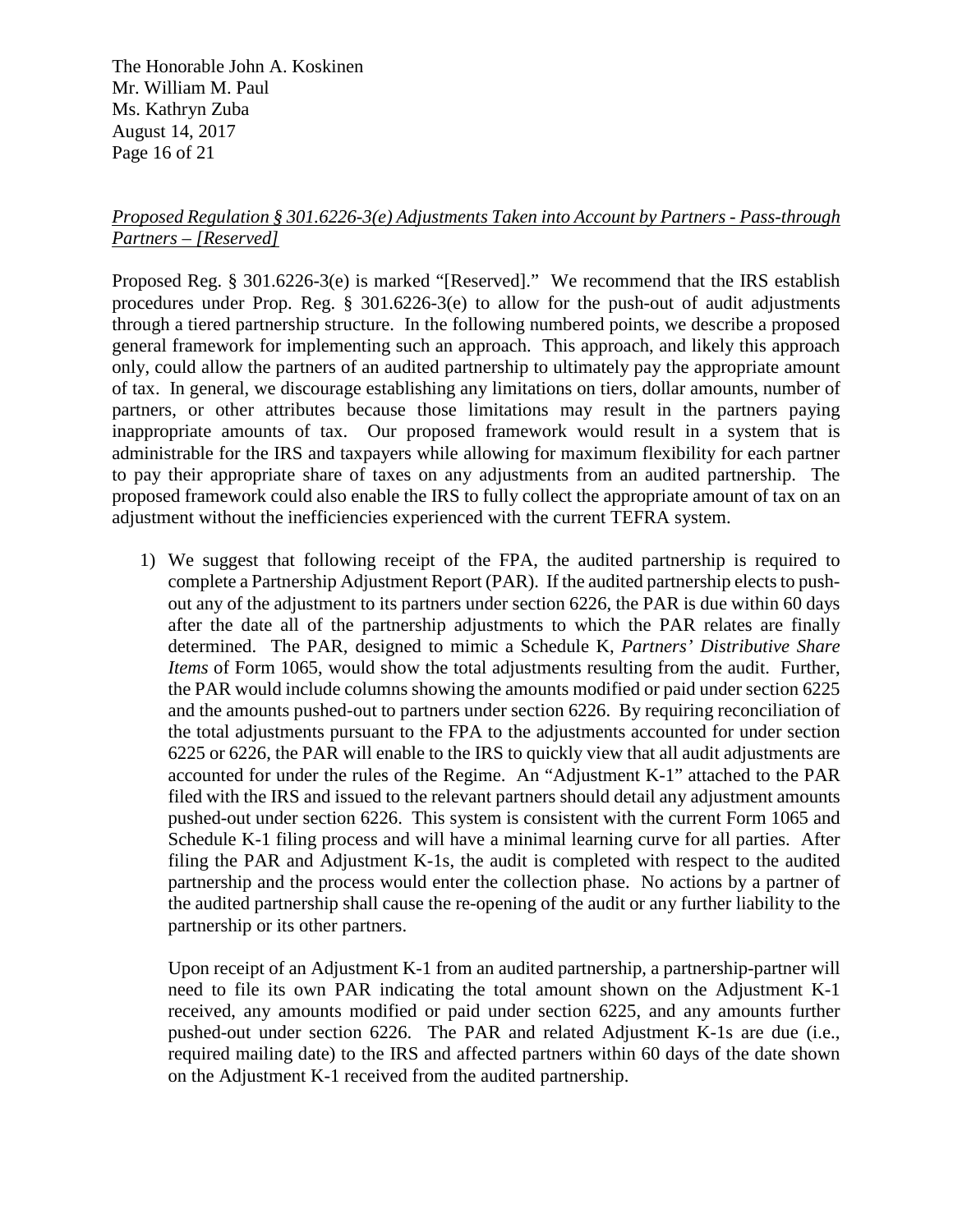*Proposed Regulation § 301.6226-3(e) Adjustments Taken into Account by Partners - Pass-through Partners – [Reserved]*

Proposed Reg. § 301.6226-3(e) is marked "[Reserved]." We recommend that the IRS establish procedures under Prop. Reg. § 301.6226-3(e) to allow for the push-out of audit adjustments through a tiered partnership structure. In the following numbered points, we describe a proposed general framework for implementing such an approach. This approach, and likely this approach only, could allow the partners of an audited partnership to ultimately pay the appropriate amount of tax. In general, we discourage establishing any limitations on tiers, dollar amounts, number of partners, or other attributes because those limitations may result in the partners paying inappropriate amounts of tax. Our proposed framework would result in a system that is administrable for the IRS and taxpayers while allowing for maximum flexibility for each partner to pay their appropriate share of taxes on any adjustments from an audited partnership. The proposed framework could also enable the IRS to fully collect the appropriate amount of tax on an adjustment without the inefficiencies experienced with the current TEFRA system.

1) We suggest that following receipt of the FPA, the audited partnership is required to complete a Partnership Adjustment Report (PAR). If the audited partnership elects to push-out any of the adjustment to its partners under section 6226, the PAR is due within 60 days after the date all of the partnership adjustments to which the PAR relates are finally determined. The PAR, designed to mimic a Schedule K, *Partners' Distributive Share Items* of Form 1065, would show the total adjustments resulting from the audit. Further, the PAR would include columns showing the amounts modified or paid under section 6225 and the amounts pushed-out to partners under section 6226. By requiring reconciliation of the total adjustments pursuant to the FPA to the adjustments accounted for under section 6225 or 6226, the PAR will enable to the IRS to quickly view that all audit adjustments are accounted for under the rules of the Regime. An "Adjustment K-1" attached to the PAR filed with the IRS and issued to the relevant partners should detail any adjustment amounts pushed-out under section 6226. This system is consistent with the current Form 1065 and Schedule K-1 filing process and will have a minimal learning curve for all parties. After filing the PAR and Adjustment K-1s, the audit is completed with respect to the audited partnership and the process would enter the collection phase. No actions by a partner of the audited partnership shall cause the re-opening of the audit or any further liability to the partnership or its other partners.

   Upon receipt of an Adjustment K-1 from an audited partnership, a partnership-partner will need to file its own PAR indicating the total amount shown on the Adjustment K-1 received, any amounts modified or paid under section 6225, and any amounts further pushed-out under section 6226. The PAR and related Adjustment K-1s are due (i.e., required mailing date) to the IRS and affected partners within 60 days of the date shown on the Adjustment K-1 received from the audited partnership.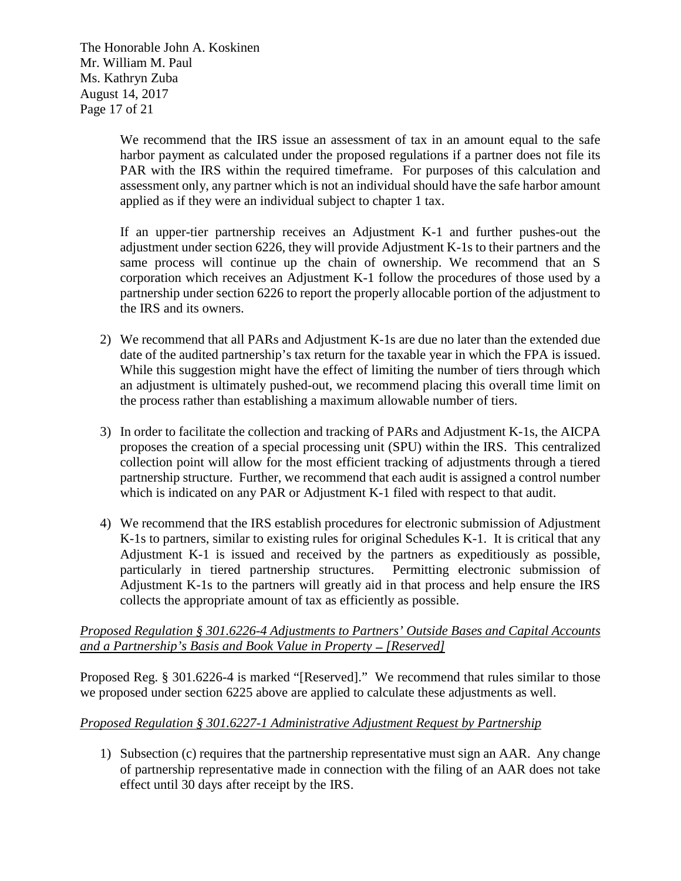We recommend that the IRS issue an assessment of tax in an amount equal to the safe harbor payment as calculated under the proposed regulations if a partner does not file its PAR with the IRS within the required timeframe. For purposes of this calculation and assessment only, any partner which is not an individual should have the safe harbor amount applied as if they were an individual subject to chapter 1 tax.

If an upper-tier partnership receives an Adjustment K-1 and further pushes-out the adjustment under section 6226, they will provide Adjustment K-1s to their partners and the same process will continue up the chain of ownership. We recommend that an S corporation which receives an Adjustment K-1 follow the procedures of those used by a partnership under section 6226 to report the properly allocable portion of the adjustment to the IRS and its owners.

2) We recommend that all PARs and Adjustment K-1s are due no later than the extended due date of the audited partnership's tax return for the taxable year in which the FPA is issued. While this suggestion might have the effect of limiting the number of tiers through which an adjustment is ultimately pushed-out, we recommend placing this overall time limit on the process rather than establishing a maximum allowable number of tiers.

3) In order to facilitate the collection and tracking of PARs and Adjustment K-1s, the AICPA proposes the creation of a special processing unit (SPU) within the IRS. This centralized collection point will allow for the most efficient tracking of adjustments through a tiered partnership structure. Further, we recommend that each audit is assigned a control number which is indicated on any PAR or Adjustment K-1 filed with respect to that audit.

4) We recommend that the IRS establish procedures for electronic submission of Adjustment K-1s to partners, similar to existing rules for original Schedules K-1. It is critical that any Adjustment K-1 is issued and received by the partners as expeditiously as possible, particularly in tiered partnership structures. Permitting electronic submission of Adjustment K-1s to the partners will greatly aid in that process and help ensure the IRS collects the appropriate amount of tax as efficiently as possible.

*Proposed Regulation § 301.6226-4 Adjustments to Partners' Outside Bases and Capital Accounts and a Partnership's Basis and Book Value in Property – [Reserved]*

Proposed Reg. § 301.6226-4 is marked "[Reserved]." We recommend that rules similar to those we proposed under section 6225 above are applied to calculate these adjustments as well.

*Proposed Regulation § 301.6227-1 Administrative Adjustment Request by Partnership*

1) Subsection (c) requires that the partnership representative must sign an AAR. Any change of partnership representative made in connection with the filing of an AAR does not take effect until 30 days after receipt by the IRS.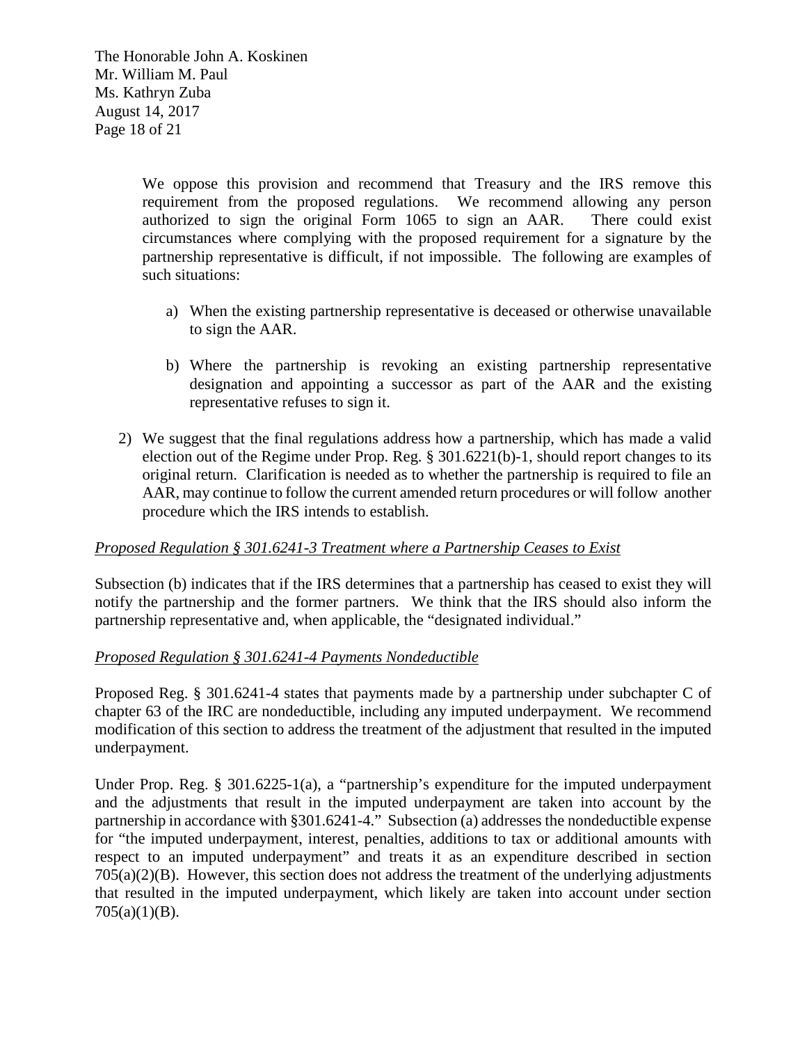We oppose this provision and recommend that Treasury and the IRS remove this requirement from the proposed regulations. We recommend allowing any person authorized to sign the original Form 1065 to sign an AAR. There could exist circumstances where complying with the proposed requirement for a signature by the partnership representative is difficult, if not impossible. The following are examples of such situations:

a) When the existing partnership representative is deceased or otherwise unavailable to sign the AAR.

b) Where the partnership is revoking an existing partnership representative designation and appointing a successor as part of the AAR and the existing representative refuses to sign it.

2) We suggest that the final regulations address how a partnership, which has made a valid election out of the Regime under Prop. Reg. § 301.6221(b)-1, should report changes to its original return. Clarification is needed as to whether the partnership is required to file an AAR, may continue to follow the current amended return procedures or will follow another procedure which the IRS intends to establish.

*Proposed Regulation § 301.6241-3 Treatment where a Partnership Ceases to Exist*

Subsection (b) indicates that if the IRS determines that a partnership has ceased to exist they will notify the partnership and the former partners. We think that the IRS should also inform the partnership representative and, when applicable, the "designated individual."

*Proposed Regulation § 301.6241-4 Payments Nondeductible*

Proposed Reg. § 301.6241-4 states that payments made by a partnership under subchapter C of chapter 63 of the IRC are nondeductible, including any imputed underpayment. We recommend modification of this section to address the treatment of the adjustment that resulted in the imputed underpayment.

Under Prop. Reg. § 301.6225-1(a), a "partnership's expenditure for the imputed underpayment and the adjustments that result in the imputed underpayment are taken into account by the partnership in accordance with §301.6241-4." Subsection (a) addresses the nondeductible expense for "the imputed underpayment, interest, penalties, additions to tax or additional amounts with respect to an imputed underpayment" and treats it as an expenditure described in section 705(a)(2)(B). However, this section does not address the treatment of the underlying adjustments that resulted in the imputed underpayment, which likely are taken into account under section 705(a)(1)(B).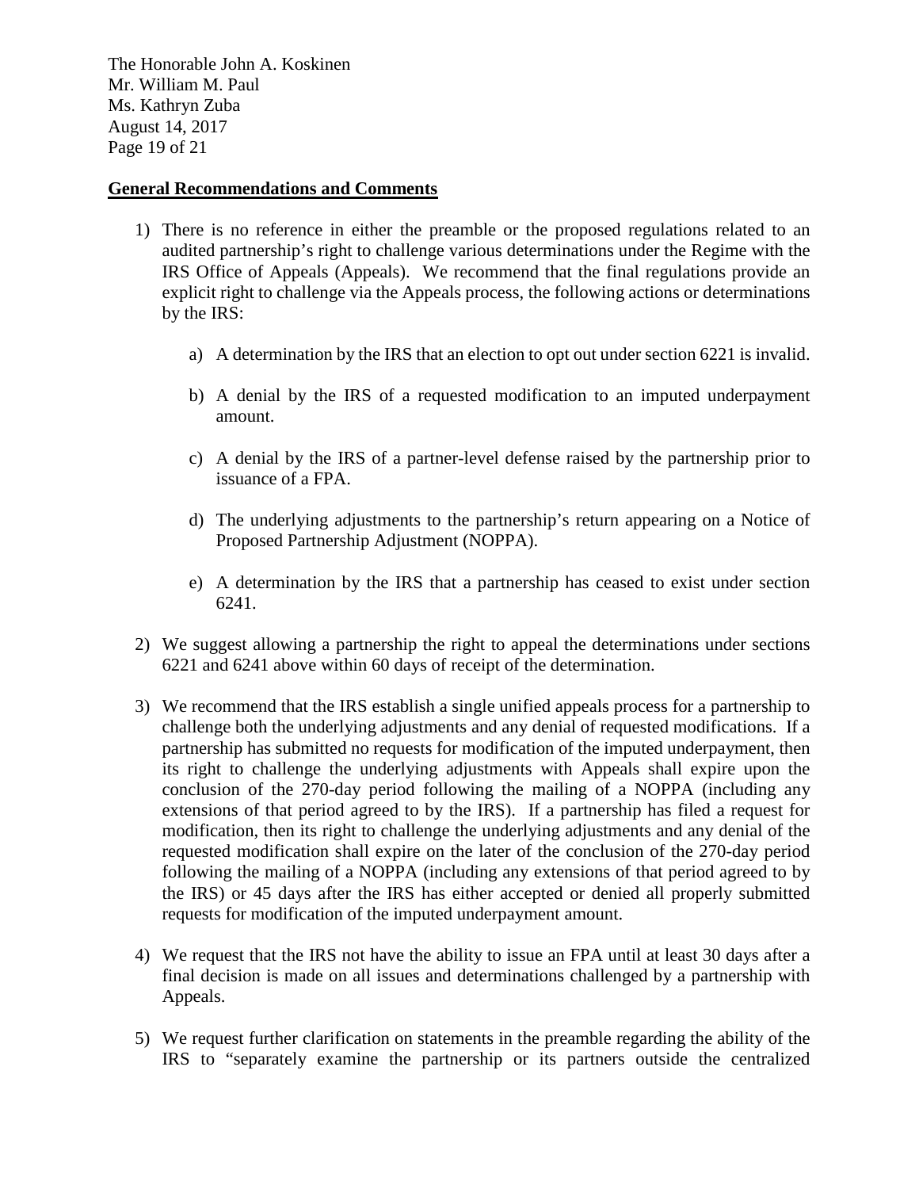**General Recommendations and Comments**

1) There is no reference in either the preamble or the proposed regulations related to an audited partnership's right to challenge various determinations under the Regime with the IRS Office of Appeals (Appeals). We recommend that the final regulations provide an explicit right to challenge via the Appeals process, the following actions or determinations by the IRS:

   a) A determination by the IRS that an election to opt out under section 6221 is invalid.

   b) A denial by the IRS of a requested modification to an imputed underpayment amount.

   c) A denial by the IRS of a partner-level defense raised by the partnership prior to issuance of a FPA.

   d) The underlying adjustments to the partnership's return appearing on a Notice of Proposed Partnership Adjustment (NOPPA).

   e) A determination by the IRS that a partnership has ceased to exist under section 6241.

2) We suggest allowing a partnership the right to appeal the determinations under sections 6221 and 6241 above within 60 days of receipt of the determination.

3) We recommend that the IRS establish a single unified appeals process for a partnership to challenge both the underlying adjustments and any denial of requested modifications. If a partnership has submitted no requests for modification of the imputed underpayment, then its right to challenge the underlying adjustments with Appeals shall expire upon the conclusion of the 270-day period following the mailing of a NOPPA (including any extensions of that period agreed to by the IRS). If a partnership has filed a request for modification, then its right to challenge the underlying adjustments and any denial of the requested modification shall expire on the later of the conclusion of the 270-day period following the mailing of a NOPPA (including any extensions of that period agreed to by the IRS) or 45 days after the IRS has either accepted or denied all properly submitted requests for modification of the imputed underpayment amount.

4) We request that the IRS not have the ability to issue an FPA until at least 30 days after a final decision is made on all issues and determinations challenged by a partnership with Appeals.

5) We request further clarification on statements in the preamble regarding the ability of the IRS to "separately examine the partnership or its partners outside the centralized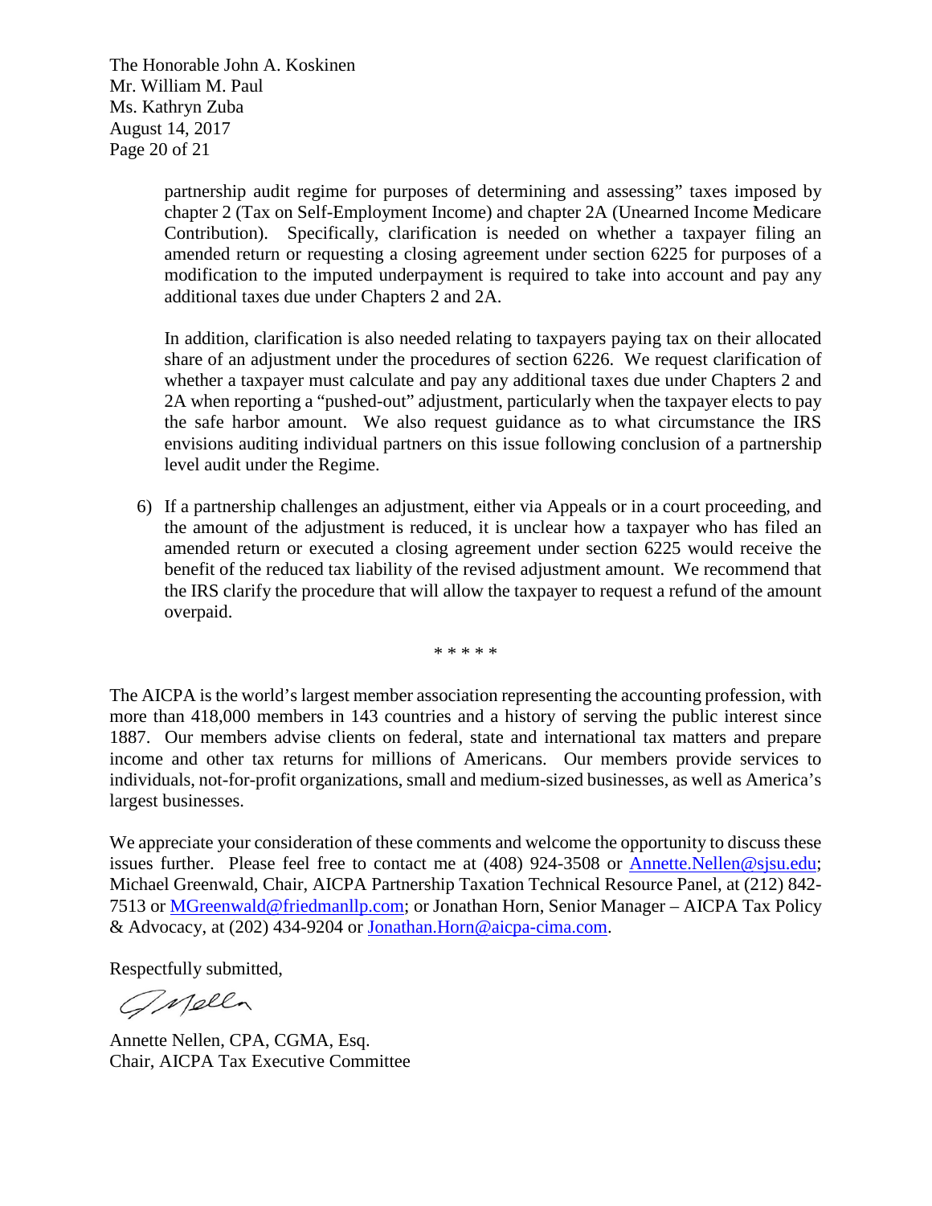partnership audit regime for purposes of determining and assessing" taxes imposed by chapter 2 (Tax on Self-Employment Income) and chapter 2A (Unearned Income Medicare Contribution). Specifically, clarification is needed on whether a taxpayer filing an amended return or requesting a closing agreement under section 6225 for purposes of a modification to the imputed underpayment is required to take into account and pay any additional taxes due under Chapters 2 and 2A.

In addition, clarification is also needed relating to taxpayers paying tax on their allocated share of an adjustment under the procedures of section 6226. We request clarification of whether a taxpayer must calculate and pay any additional taxes due under Chapters 2 and 2A when reporting a "pushed-out" adjustment, particularly when the taxpayer elects to pay the safe harbor amount. We also request guidance as to what circumstance the IRS envisions auditing individual partners on this issue following conclusion of a partnership level audit under the Regime.

6) If a partnership challenges an adjustment, either via Appeals or in a court proceeding, and the amount of the adjustment is reduced, it is unclear how a taxpayer who has filed an amended return or executed a closing agreement under section 6225 would receive the benefit of the reduced tax liability of the revised adjustment amount. We recommend that the IRS clarify the procedure that will allow the taxpayer to request a refund of the amount overpaid.

\* \* \* \* \*

The AICPA is the world's largest member association representing the accounting profession, with more than 418,000 members in 143 countries and a history of serving the public interest since 1887. Our members advise clients on federal, state and international tax matters and prepare income and other tax returns for millions of Americans. Our members provide services to individuals, not-for-profit organizations, small and medium-sized businesses, as well as America's largest businesses.

We appreciate your consideration of these comments and welcome the opportunity to discuss these issues further. Please feel free to contact me at (408) 924-3508 or Annette.Nellen@sjsu.edu; Michael Greenwald, Chair, AICPA Partnership Taxation Technical Resource Panel, at (212) 842-7513 or MGreenwald@friedmanllp.com; or Jonathan Horn, Senior Manager – AICPA Tax Policy & Advocacy, at (202) 434-9204 or Jonathan.Horn@aicpa-cima.com.

Respectfully submitted,

Annette Nellen, CPA, CGMA, Esq.
Chair, AICPA Tax Executive Committee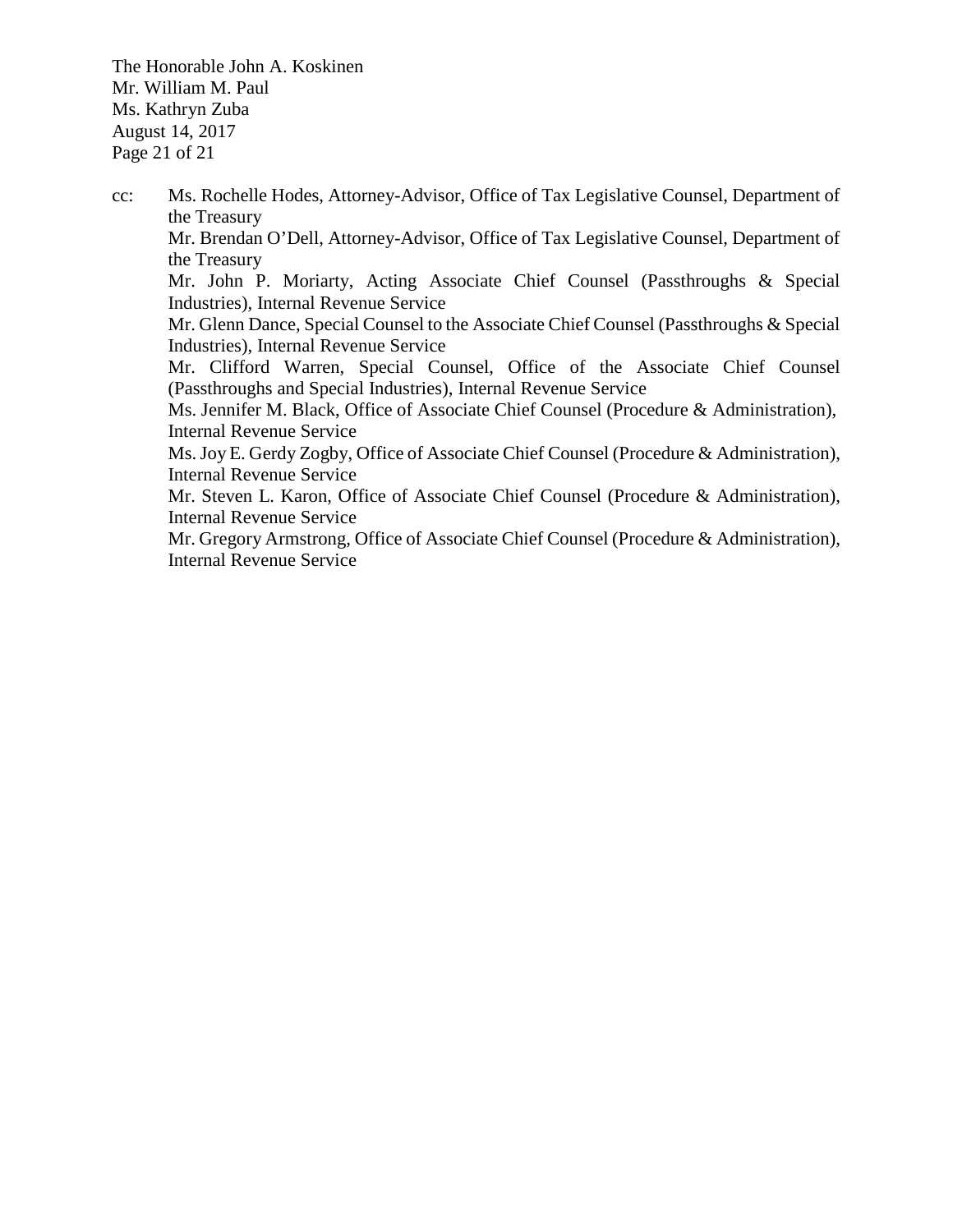cc: Ms. Rochelle Hodes, Attorney-Advisor, Office of Tax Legislative Counsel, Department of the Treasury

Mr. Brendan O'Dell, Attorney-Advisor, Office of Tax Legislative Counsel, Department of the Treasury

Mr. John P. Moriarty, Acting Associate Chief Counsel (Passthroughs & Special Industries), Internal Revenue Service

Mr. Glenn Dance, Special Counsel to the Associate Chief Counsel (Passthroughs & Special Industries), Internal Revenue Service

Mr. Clifford Warren, Special Counsel, Office of the Associate Chief Counsel (Passthroughs and Special Industries), Internal Revenue Service

Ms. Jennifer M. Black, Office of Associate Chief Counsel (Procedure & Administration), Internal Revenue Service

Ms. Joy E. Gerdy Zogby, Office of Associate Chief Counsel (Procedure & Administration), Internal Revenue Service

Mr. Steven L. Karon, Office of Associate Chief Counsel (Procedure & Administration), Internal Revenue Service

Mr. Gregory Armstrong, Office of Associate Chief Counsel (Procedure & Administration), Internal Revenue Service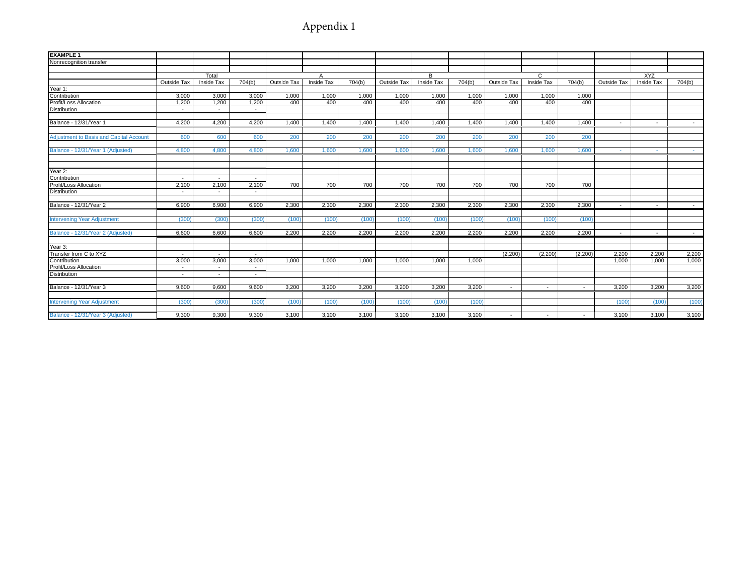# Appendix 1

| EXAMPLE 1 | | | | | | | | | | | | | | | |
|---|---|---|---|---|---|---|---|---|---|---|---|---|---|---|---|
| Nonrecognition transfer | | | | | | | | | | | | | | | |
| | Total | | | A | | | B | | | C | | | XYZ | | |
| | Outside Tax | Inside Tax | 704(b) | Outside Tax | Inside Tax | 704(b) | Outside Tax | Inside Tax | 704(b) | Outside Tax | Inside Tax | 704(b) | Outside Tax | Inside Tax | 704(b) |
| Year 1: | | | | | | | | | | | | | | | |
| Contribution | 3,000 | 3,000 | 3,000 | 1,000 | 1,000 | 1,000 | 1,000 | 1,000 | 1,000 | 1,000 | 1,000 | 1,000 | | | |
| Profit/Loss Allocation | 1,200 | 1,200 | 1,200 | 400 | 400 | 400 | 400 | 400 | 400 | 400 | 400 | 400 | | | |
| Distribution | - | - | - | | | | | | | | | | | | |
| Balance - 12/31/Year 1 | 4,200 | 4,200 | 4,200 | 1,400 | 1,400 | 1,400 | 1,400 | 1,400 | 1,400 | 1,400 | 1,400 | 1,400 | - | - | - |
| Adjustment to Basis and Capital Account | 600 | 600 | 600 | 200 | 200 | 200 | 200 | 200 | 200 | 200 | 200 | 200 | | | |
| Balance - 12/31/Year 1 (Adjusted) | 4,800 | 4,800 | 4,800 | 1,600 | 1,600 | 1,600 | 1,600 | 1,600 | 1,600 | 1,600 | 1,600 | 1,600 | - | - | - |
| Year 2: | | | | | | | | | | | | | | | |
| Contribution | - | - | - | | | | | | | | | | | | |
| Profit/Loss Allocation | 2,100 | 2,100 | 2,100 | 700 | 700 | 700 | 700 | 700 | 700 | 700 | 700 | 700 | | | |
| Distribution | - | - | - | | | | | | | | | | | | |
| Balance - 12/31/Year 2 | 6,900 | 6,900 | 6,900 | 2,300 | 2,300 | 2,300 | 2,300 | 2,300 | 2,300 | 2,300 | 2,300 | 2,300 | - | - | - |
| Intervening Year Adjustment | (300) | (300) | (300) | (100) | (100) | (100) | (100) | (100) | (100) | (100) | (100) | (100) | | | |
| Balance - 12/31/Year 2 (Adjusted) | 6,600 | 6,600 | 6,600 | 2,200 | 2,200 | 2,200 | 2,200 | 2,200 | 2,200 | 2,200 | 2,200 | 2,200 | - | - | - |
| Year 3: | | | | | | | | | | | | | | | |
| Transfer from C to XYZ | - | - | - | | | | | | | (2,200) | (2,200) | (2,200) | 2,200 | 2,200 | 2,200 |
| Contribution | 3,000 | 3,000 | 3,000 | 1,000 | 1,000 | 1,000 | 1,000 | 1,000 | 1,000 | | | | 1,000 | 1,000 | 1,000 |
| Profit/Loss Allocation | - | - | - | | | | | | | | | | | | |
| Distribution | - | - | - | | | | | | | | | | | | |
| Balance - 12/31/Year 3 | 9,600 | 9,600 | 9,600 | 3,200 | 3,200 | 3,200 | 3,200 | 3,200 | 3,200 | - | - | - | 3,200 | 3,200 | 3,200 |
| Intervening Year Adjustment | (300) | (300) | (300) | (100) | (100) | (100) | (100) | (100) | (100) | | | | (100) | (100) | (100) |
| Balance - 12/31/Year 3 (Adjusted) | 9,300 | 9,300 | 9,300 | 3,100 | 3,100 | 3,100 | 3,100 | 3,100 | 3,100 | - | - | - | 3,100 | 3,100 | 3,100 |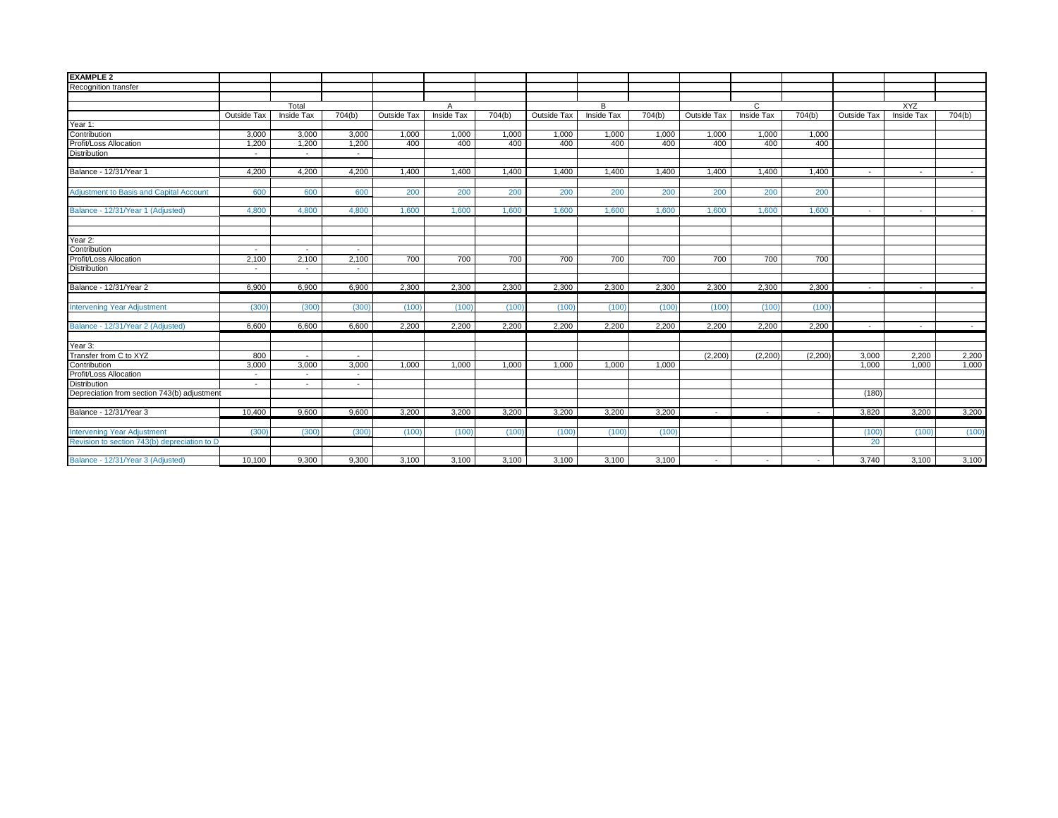| EXAMPLE 2 | | | | | | | | | | | | | | | |
|---|---|---|---|---|---|---|---|---|---|---|---|---|---|---|---|
| Recognition transfer | | | | | | | | | | | | | | | |
| | | Total | | | A | | | B | | | C | | | XYZ | |
| | Outside Tax | Inside Tax | 704(b) | Outside Tax | Inside Tax | 704(b) | Outside Tax | Inside Tax | 704(b) | Outside Tax | Inside Tax | 704(b) | Outside Tax | Inside Tax | 704(b) |
| Year 1: | | | | | | | | | | | | | | | |
| Contribution | 3,000 | 3,000 | 3,000 | 1,000 | 1,000 | 1,000 | 1,000 | 1,000 | 1,000 | 1,000 | 1,000 | 1,000 | | | |
| Profit/Loss Allocation | 1,200 | 1,200 | 1,200 | 400 | 400 | 400 | 400 | 400 | 400 | 400 | 400 | 400 | | | |
| Distribution | - | - | - | | | | | | | | | | | | |
| Balance - 12/31/Year 1 | 4,200 | 4,200 | 4,200 | 1,400 | 1,400 | 1,400 | 1,400 | 1,400 | 1,400 | 1,400 | 1,400 | 1,400 | - | - | - |
| Adjustment to Basis and Capital Account | 600 | 600 | 600 | 200 | 200 | 200 | 200 | 200 | 200 | 200 | 200 | 200 | | | |
| Balance - 12/31/Year 1 (Adjusted) | 4,800 | 4,800 | 4,800 | 1,600 | 1,600 | 1,600 | 1,600 | 1,600 | 1,600 | 1,600 | 1,600 | 1,600 | - | - | - |
| Year 2: | | | | | | | | | | | | | | | |
| Contribution | - | - | - | | | | | | | | | | | | |
| Profit/Loss Allocation | 2,100 | 2,100 | 2,100 | 700 | 700 | 700 | 700 | 700 | 700 | 700 | 700 | 700 | | | |
| Distribution | - | - | - | | | | | | | | | | | | |
| Balance - 12/31/Year 2 | 6,900 | 6,900 | 6,900 | 2,300 | 2,300 | 2,300 | 2,300 | 2,300 | 2,300 | 2,300 | 2,300 | 2,300 | - | - | - |
| Intervening Year Adjustment | (300) | (300) | (300) | (100) | (100) | (100) | (100) | (100) | (100) | (100) | (100) | (100) | | | |
| Balance - 12/31/Year 2 (Adjusted) | 6,600 | 6,600 | 6,600 | 2,200 | 2,200 | 2,200 | 2,200 | 2,200 | 2,200 | 2,200 | 2,200 | 2,200 | - | - | - |
| Year 3: | | | | | | | | | | | | | | | |
| Transfer from C to XYZ | 800 | - | - | | | | | | | (2,200) | (2,200) | (2,200) | 3,000 | 2,200 | 2,200 |
| Contribution | 3,000 | 3,000 | 3,000 | 1,000 | 1,000 | 1,000 | 1,000 | 1,000 | 1,000 | | | | 1,000 | 1,000 | 1,000 |
| Profit/Loss Allocation | - | - | - | | | | | | | | | | | | |
| Distribution | - | - | - | | | | | | | | | | | | |
| Depreciation from section 743(b) adjustment | | | | | | | | | | | | | (180) | | |
| Balance - 12/31/Year 3 | 10,400 | 9,600 | 9,600 | 3,200 | 3,200 | 3,200 | 3,200 | 3,200 | 3,200 | - | - | - | 3,820 | 3,200 | 3,200 |
| Intervening Year Adjustment | (300) | (300) | (300) | (100) | (100) | (100) | (100) | (100) | (100) | | | | (100) | (100) | (100) |
| Revision to section 743(b) depreciation to D | | | | | | | | | | | | | 20 | | |
| Balance - 12/31/Year 3 (Adjusted) | 10,100 | 9,300 | 9,300 | 3,100 | 3,100 | 3,100 | 3,100 | 3,100 | 3,100 | - | - | - | 3,740 | 3,100 | 3,100 |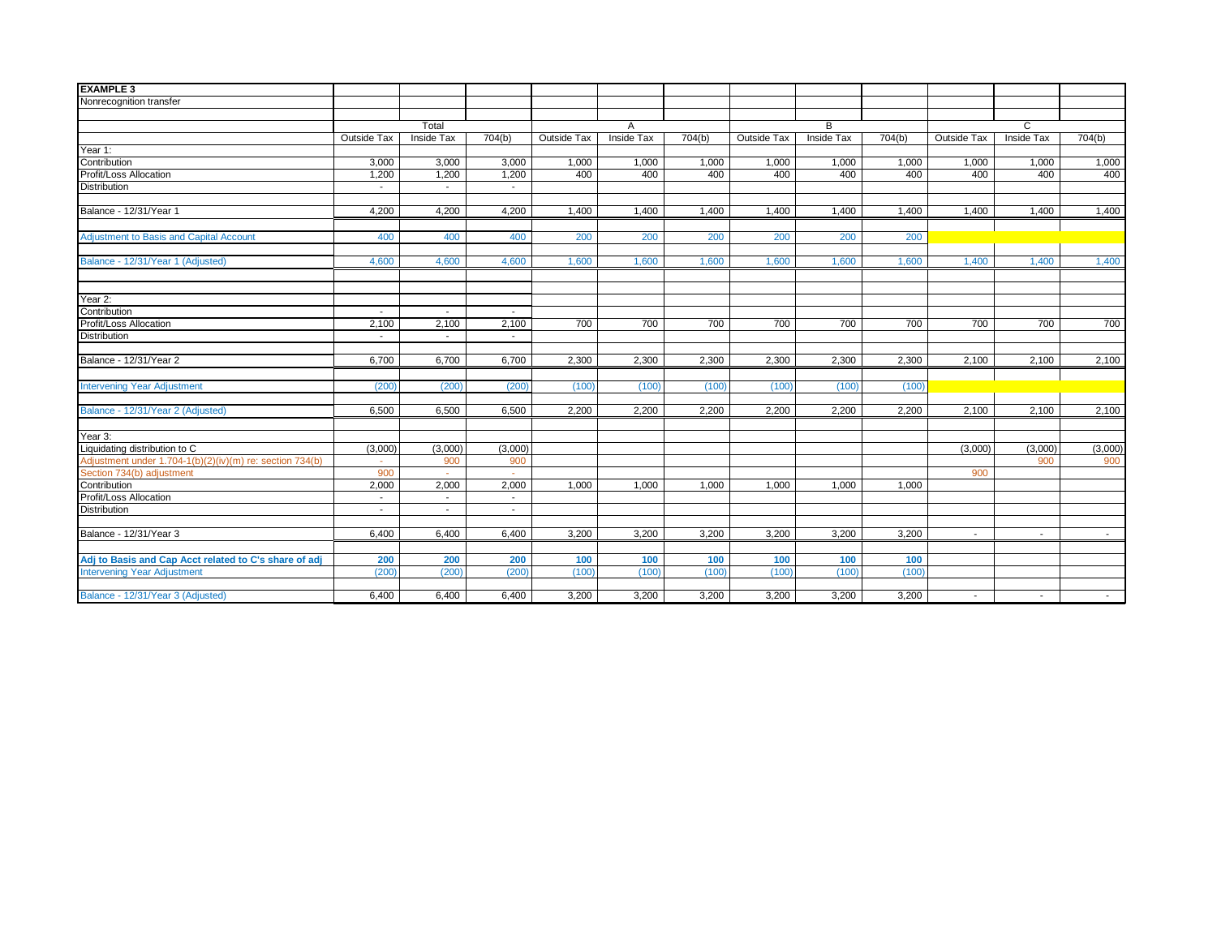| **EXAMPLE 3** | | | | | | | | | | | | |
|---|---|---|---|---|---|---|---|---|---|---|---|---|
| Nonrecognition transfer | | | | | | | | | | | | |
| | Total | | | A | | | B | | | C | | |
| | Outside Tax | Inside Tax | 704(b) | Outside Tax | Inside Tax | 704(b) | Outside Tax | Inside Tax | 704(b) | Outside Tax | Inside Tax | 704(b) |
| Year 1: | | | | | | | | | | | | |
| Contribution | 3,000 | 3,000 | 3,000 | 1,000 | 1,000 | 1,000 | 1,000 | 1,000 | 1,000 | 1,000 | 1,000 | 1,000 |
| Profit/Loss Allocation | 1,200 | 1,200 | 1,200 | 400 | 400 | 400 | 400 | 400 | 400 | 400 | 400 | 400 |
| Distribution | - | - | - | | | | | | | | | |
| Balance - 12/31/Year 1 | 4,200 | 4,200 | 4,200 | 1,400 | 1,400 | 1,400 | 1,400 | 1,400 | 1,400 | 1,400 | 1,400 | 1,400 |
| Adjustment to Basis and Capital Account | 400 | 400 | 400 | 200 | 200 | 200 | 200 | 200 | 200 | | | |
| Balance - 12/31/Year 1 (Adjusted) | 4,600 | 4,600 | 4,600 | 1,600 | 1,600 | 1,600 | 1,600 | 1,600 | 1,600 | 1,400 | 1,400 | 1,400 |
| Year 2: | | | | | | | | | | | | |
| Contribution | - | - | - | | | | | | | | | |
| Profit/Loss Allocation | 2,100 | 2,100 | 2,100 | 700 | 700 | 700 | 700 | 700 | 700 | 700 | 700 | 700 |
| Distribution | - | - | - | | | | | | | | | |
| Balance - 12/31/Year 2 | 6,700 | 6,700 | 6,700 | 2,300 | 2,300 | 2,300 | 2,300 | 2,300 | 2,300 | 2,100 | 2,100 | 2,100 |
| Intervening Year Adjustment | (200) | (200) | (200) | (100) | (100) | (100) | (100) | (100) | (100) | | | |
| Balance - 12/31/Year 2 (Adjusted) | 6,500 | 6,500 | 6,500 | 2,200 | 2,200 | 2,200 | 2,200 | 2,200 | 2,200 | 2,100 | 2,100 | 2,100 |
| Year 3: | | | | | | | | | | | | |
| Liquidating distribution to C | (3,000) | (3,000) | (3,000) | | | | | | | (3,000) | (3,000) | (3,000) |
| Adjustment under 1.704-1(b)(2)(iv)(m) re: section 734(b) | - | 900 | 900 | | | | | | | | 900 | 900 |
| Section 734(b) adjustment | 900 | - | - | | | | | | | 900 | | |
| Contribution | 2,000 | 2,000 | 2,000 | 1,000 | 1,000 | 1,000 | 1,000 | 1,000 | 1,000 | | | |
| Profit/Loss Allocation | - | - | - | | | | | | | | | |
| Distribution | - | - | - | | | | | | | | | |
| Balance - 12/31/Year 3 | 6,400 | 6,400 | 6,400 | 3,200 | 3,200 | 3,200 | 3,200 | 3,200 | 3,200 | - | - | - |
| **Adj to Basis and Cap Acct related to C's share of adj** | **200** | **200** | **200** | **100** | **100** | **100** | **100** | **100** | **100** | | | |
| Intervening Year Adjustment | (200) | (200) | (200) | (100) | (100) | (100) | (100) | (100) | (100) | | | |
| Balance - 12/31/Year 3 (Adjusted) | 6,400 | 6,400 | 6,400 | 3,200 | 3,200 | 3,200 | 3,200 | 3,200 | 3,200 | - | - | - |